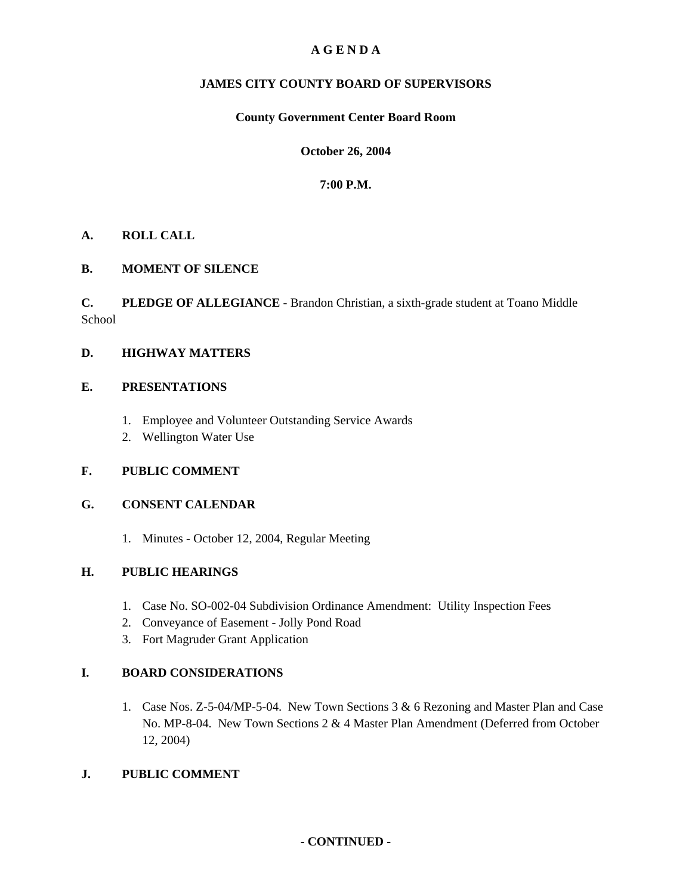# A G E N D A

## JAMES CITY COUNTY BOARD OF SUPERVISORS

### County Government Center Board Room

### October 26, 2004

### 7:00 P.M.

**A. ROLL CALL**

**B. MOMENT OF SILENCE**

**C. PLEDGE OF ALLEGIANCE -** Brandon Christian, a sixth-grade student at Toano Middle School

**D. HIGHWAY MATTERS**

**E. PRESENTATIONS**

1. Employee and Volunteer Outstanding Service Awards
2. Wellington Water Use

**F. PUBLIC COMMENT**

**G. CONSENT CALENDAR**

1. Minutes - October 12, 2004, Regular Meeting

**H. PUBLIC HEARINGS**

1. Case No. SO-002-04 Subdivision Ordinance Amendment: Utility Inspection Fees
2. Conveyance of Easement - Jolly Pond Road
3. Fort Magruder Grant Application

**I. BOARD CONSIDERATIONS**

1. Case Nos. Z-5-04/MP-5-04. New Town Sections 3 & 6 Rezoning and Master Plan and Case No. MP-8-04. New Town Sections 2 & 4 Master Plan Amendment (Deferred from October 12, 2004)

**J. PUBLIC COMMENT**

**- CONTINUED -**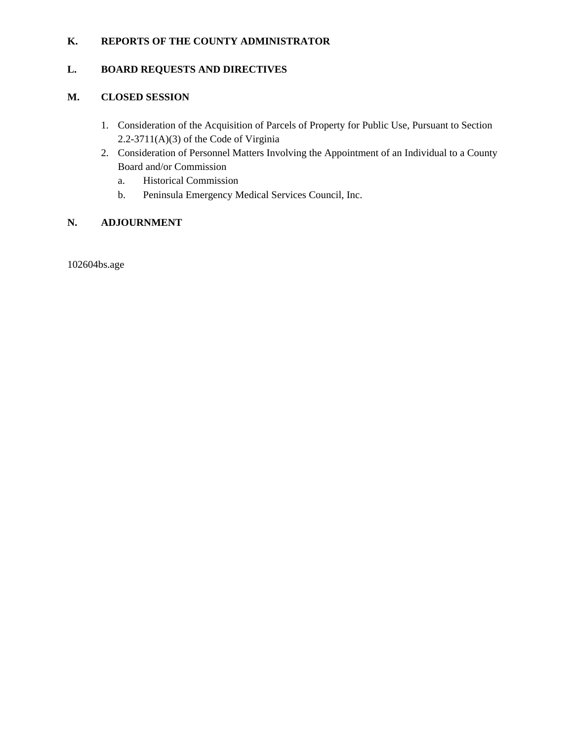**K. REPORTS OF THE COUNTY ADMINISTRATOR**

**L. BOARD REQUESTS AND DIRECTIVES**

**M. CLOSED SESSION**

1. Consideration of the Acquisition of Parcels of Property for Public Use, Pursuant to Section 2.2-3711(A)(3) of the Code of Virginia
2. Consideration of Personnel Matters Involving the Appointment of an Individual to a County Board and/or Commission
   a. Historical Commission
   b. Peninsula Emergency Medical Services Council, Inc.

**N. ADJOURNMENT**

102604bs.age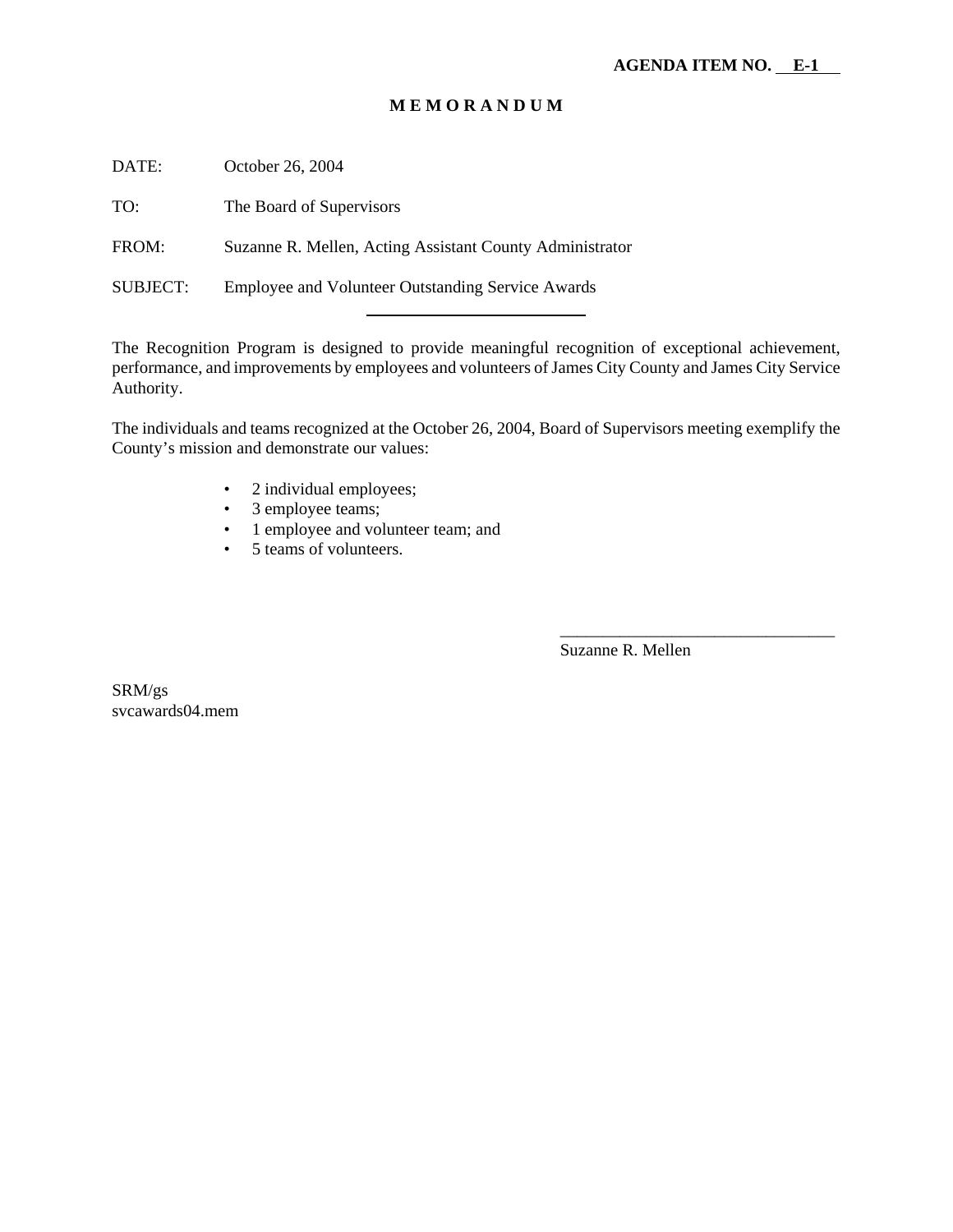**AGENDA ITEM NO. E-1**

# M E M O R A N D U M

DATE: October 26, 2004

TO: The Board of Supervisors

FROM: Suzanne R. Mellen, Acting Assistant County Administrator

SUBJECT: Employee and Volunteer Outstanding Service Awards

---

The Recognition Program is designed to provide meaningful recognition of exceptional achievement, performance, and improvements by employees and volunteers of James City County and James City Service Authority.

The individuals and teams recognized at the October 26, 2004, Board of Supervisors meeting exemplify the County's mission and demonstrate our values:

- 2 individual employees;
- 3 employee teams;
- 1 employee and volunteer team; and
- 5 teams of volunteers.

\_\_\_\_\_\_\_\_\_\_\_\_\_\_\_\_\_\_\_\_\_\_\_\_\_\_\_\_\_\_\_\_

Suzanne R. Mellen

SRM/gs

svcawards04.mem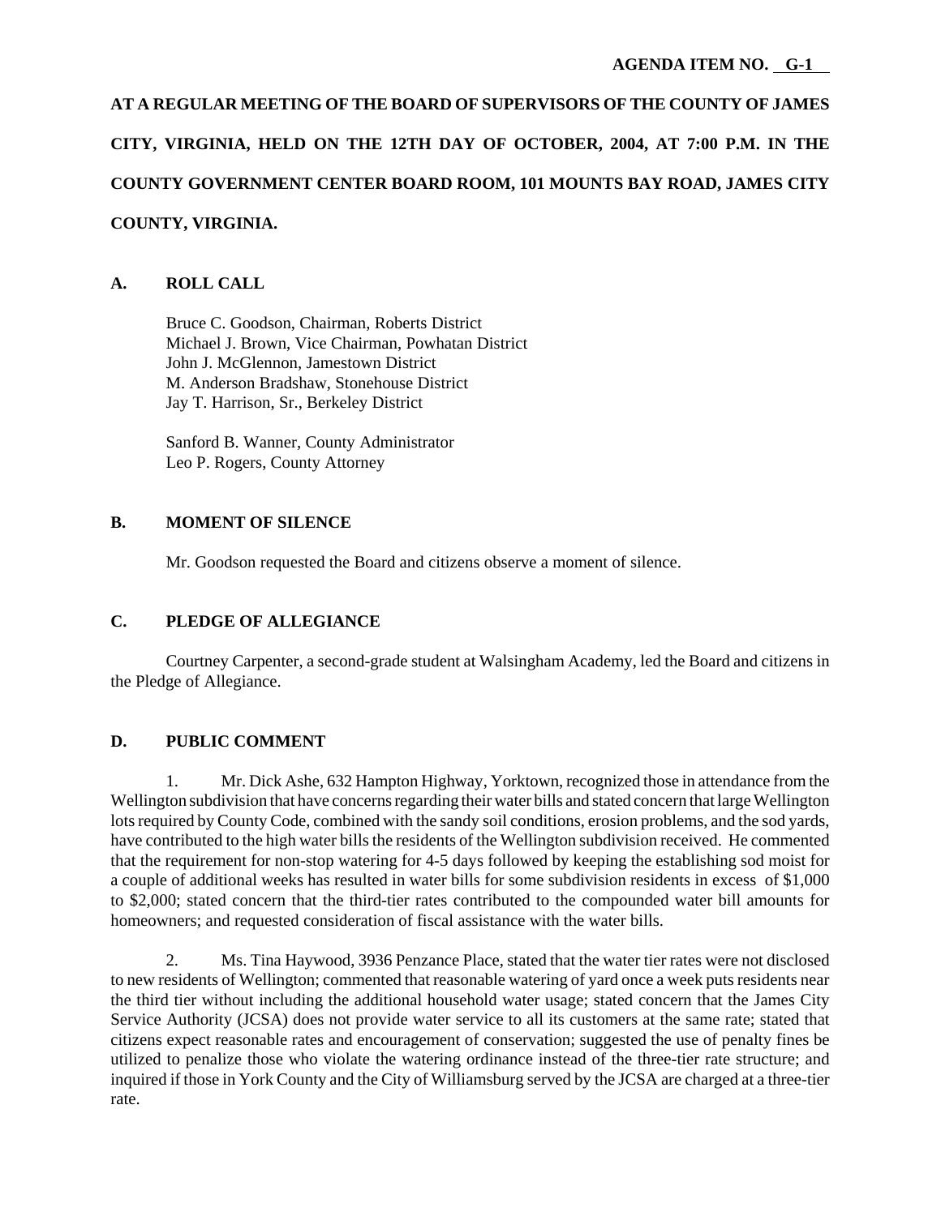**AGENDA ITEM NO. G-1**

**AT A REGULAR MEETING OF THE BOARD OF SUPERVISORS OF THE COUNTY OF JAMES CITY, VIRGINIA, HELD ON THE 12TH DAY OF OCTOBER, 2004, AT 7:00 P.M. IN THE COUNTY GOVERNMENT CENTER BOARD ROOM, 101 MOUNTS BAY ROAD, JAMES CITY COUNTY, VIRGINIA.**

## A. ROLL CALL

Bruce C. Goodson, Chairman, Roberts District
Michael J. Brown, Vice Chairman, Powhatan District
John J. McGlennon, Jamestown District
M. Anderson Bradshaw, Stonehouse District
Jay T. Harrison, Sr., Berkeley District

Sanford B. Wanner, County Administrator
Leo P. Rogers, County Attorney

## B. MOMENT OF SILENCE

Mr. Goodson requested the Board and citizens observe a moment of silence.

## C. PLEDGE OF ALLEGIANCE

Courtney Carpenter, a second-grade student at Walsingham Academy, led the Board and citizens in the Pledge of Allegiance.

## D. PUBLIC COMMENT

1. Mr. Dick Ashe, 632 Hampton Highway, Yorktown, recognized those in attendance from the Wellington subdivision that have concerns regarding their water bills and stated concern that large Wellington lots required by County Code, combined with the sandy soil conditions, erosion problems, and the sod yards, have contributed to the high water bills the residents of the Wellington subdivision received. He commented that the requirement for non-stop watering for 4-5 days followed by keeping the establishing sod moist for a couple of additional weeks has resulted in water bills for some subdivision residents in excess of $1,000 to $2,000; stated concern that the third-tier rates contributed to the compounded water bill amounts for homeowners; and requested consideration of fiscal assistance with the water bills.

2. Ms. Tina Haywood, 3936 Penzance Place, stated that the water tier rates were not disclosed to new residents of Wellington; commented that reasonable watering of yard once a week puts residents near the third tier without including the additional household water usage; stated concern that the James City Service Authority (JCSA) does not provide water service to all its customers at the same rate; stated that citizens expect reasonable rates and encouragement of conservation; suggested the use of penalty fines be utilized to penalize those who violate the watering ordinance instead of the three-tier rate structure; and inquired if those in York County and the City of Williamsburg served by the JCSA are charged at a three-tier rate.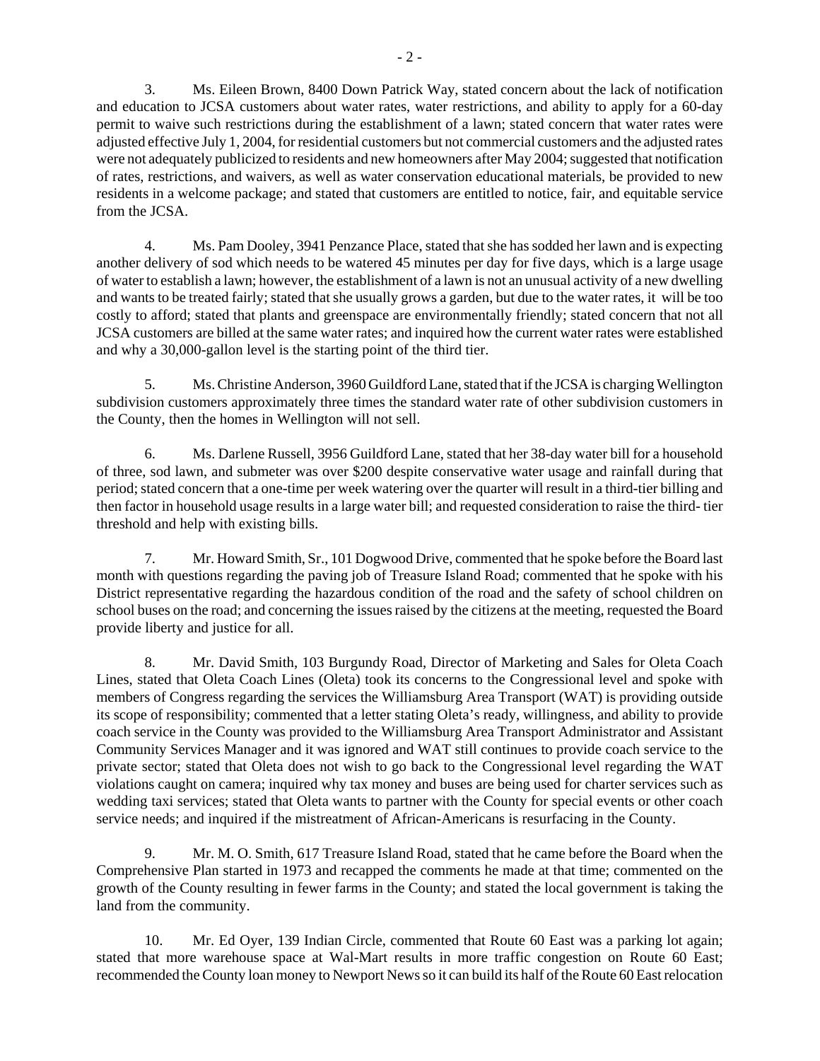3. Ms. Eileen Brown, 8400 Down Patrick Way, stated concern about the lack of notification and education to JCSA customers about water rates, water restrictions, and ability to apply for a 60-day permit to waive such restrictions during the establishment of a lawn; stated concern that water rates were adjusted effective July 1, 2004, for residential customers but not commercial customers and the adjusted rates were not adequately publicized to residents and new homeowners after May 2004; suggested that notification of rates, restrictions, and waivers, as well as water conservation educational materials, be provided to new residents in a welcome package; and stated that customers are entitled to notice, fair, and equitable service from the JCSA.

4. Ms. Pam Dooley, 3941 Penzance Place, stated that she has sodded her lawn and is expecting another delivery of sod which needs to be watered 45 minutes per day for five days, which is a large usage of water to establish a lawn; however, the establishment of a lawn is not an unusual activity of a new dwelling and wants to be treated fairly; stated that she usually grows a garden, but due to the water rates, it will be too costly to afford; stated that plants and greenspace are environmentally friendly; stated concern that not all JCSA customers are billed at the same water rates; and inquired how the current water rates were established and why a 30,000-gallon level is the starting point of the third tier.

5. Ms. Christine Anderson, 3960 Guildford Lane, stated that if the JCSA is charging Wellington subdivision customers approximately three times the standard water rate of other subdivision customers in the County, then the homes in Wellington will not sell.

6. Ms. Darlene Russell, 3956 Guildford Lane, stated that her 38-day water bill for a household of three, sod lawn, and submeter was over $200 despite conservative water usage and rainfall during that period; stated concern that a one-time per week watering over the quarter will result in a third-tier billing and then factor in household usage results in a large water bill; and requested consideration to raise the third- tier threshold and help with existing bills.

7. Mr. Howard Smith, Sr., 101 Dogwood Drive, commented that he spoke before the Board last month with questions regarding the paving job of Treasure Island Road; commented that he spoke with his District representative regarding the hazardous condition of the road and the safety of school children on school buses on the road; and concerning the issues raised by the citizens at the meeting, requested the Board provide liberty and justice for all.

8. Mr. David Smith, 103 Burgundy Road, Director of Marketing and Sales for Oleta Coach Lines, stated that Oleta Coach Lines (Oleta) took its concerns to the Congressional level and spoke with members of Congress regarding the services the Williamsburg Area Transport (WAT) is providing outside its scope of responsibility; commented that a letter stating Oleta's ready, willingness, and ability to provide coach service in the County was provided to the Williamsburg Area Transport Administrator and Assistant Community Services Manager and it was ignored and WAT still continues to provide coach service to the private sector; stated that Oleta does not wish to go back to the Congressional level regarding the WAT violations caught on camera; inquired why tax money and buses are being used for charter services such as wedding taxi services; stated that Oleta wants to partner with the County for special events or other coach service needs; and inquired if the mistreatment of African-Americans is resurfacing in the County.

9. Mr. M. O. Smith, 617 Treasure Island Road, stated that he came before the Board when the Comprehensive Plan started in 1973 and recapped the comments he made at that time; commented on the growth of the County resulting in fewer farms in the County; and stated the local government is taking the land from the community.

10. Mr. Ed Oyer, 139 Indian Circle, commented that Route 60 East was a parking lot again; stated that more warehouse space at Wal-Mart results in more traffic congestion on Route 60 East; recommended the County loan money to Newport News so it can build its half of the Route 60 East relocation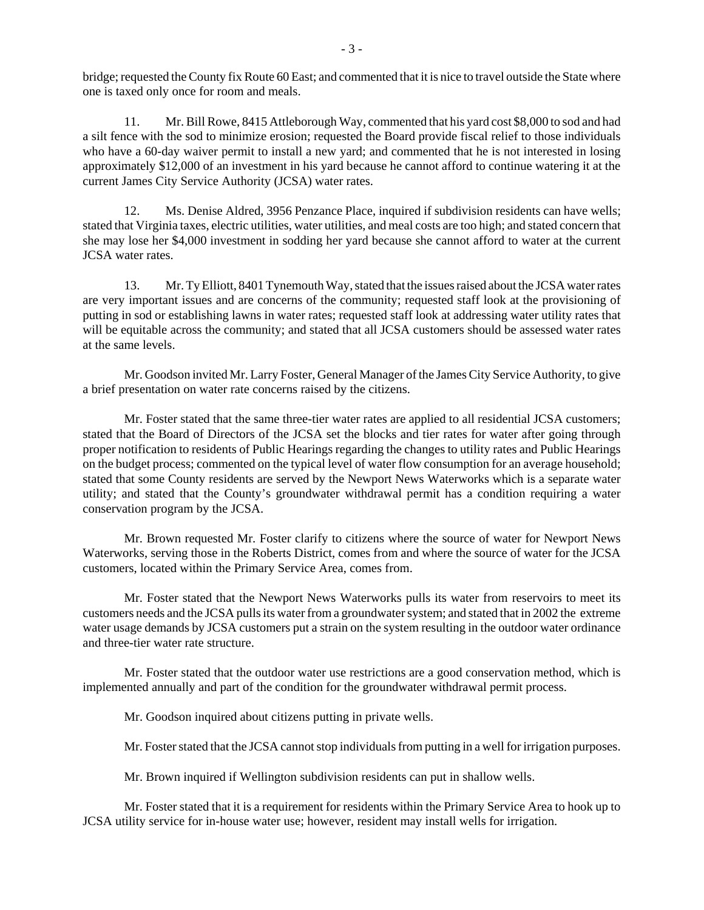bridge; requested the County fix Route 60 East; and commented that it is nice to travel outside the State where one is taxed only once for room and meals.

11. Mr. Bill Rowe, 8415 Attleborough Way, commented that his yard cost $8,000 to sod and had a silt fence with the sod to minimize erosion; requested the Board provide fiscal relief to those individuals who have a 60-day waiver permit to install a new yard; and commented that he is not interested in losing approximately $12,000 of an investment in his yard because he cannot afford to continue watering it at the current James City Service Authority (JCSA) water rates.

12. Ms. Denise Aldred, 3956 Penzance Place, inquired if subdivision residents can have wells; stated that Virginia taxes, electric utilities, water utilities, and meal costs are too high; and stated concern that she may lose her $4,000 investment in sodding her yard because she cannot afford to water at the current JCSA water rates.

13. Mr. Ty Elliott, 8401 Tynemouth Way, stated that the issues raised about the JCSA water rates are very important issues and are concerns of the community; requested staff look at the provisioning of putting in sod or establishing lawns in water rates; requested staff look at addressing water utility rates that will be equitable across the community; and stated that all JCSA customers should be assessed water rates at the same levels.

Mr. Goodson invited Mr. Larry Foster, General Manager of the James City Service Authority, to give a brief presentation on water rate concerns raised by the citizens.

Mr. Foster stated that the same three-tier water rates are applied to all residential JCSA customers; stated that the Board of Directors of the JCSA set the blocks and tier rates for water after going through proper notification to residents of Public Hearings regarding the changes to utility rates and Public Hearings on the budget process; commented on the typical level of water flow consumption for an average household; stated that some County residents are served by the Newport News Waterworks which is a separate water utility; and stated that the County's groundwater withdrawal permit has a condition requiring a water conservation program by the JCSA.

Mr. Brown requested Mr. Foster clarify to citizens where the source of water for Newport News Waterworks, serving those in the Roberts District, comes from and where the source of water for the JCSA customers, located within the Primary Service Area, comes from.

Mr. Foster stated that the Newport News Waterworks pulls its water from reservoirs to meet its customers needs and the JCSA pulls its water from a groundwater system; and stated that in 2002 the extreme water usage demands by JCSA customers put a strain on the system resulting in the outdoor water ordinance and three-tier water rate structure.

Mr. Foster stated that the outdoor water use restrictions are a good conservation method, which is implemented annually and part of the condition for the groundwater withdrawal permit process.

Mr. Goodson inquired about citizens putting in private wells.

Mr. Foster stated that the JCSA cannot stop individuals from putting in a well for irrigation purposes.

Mr. Brown inquired if Wellington subdivision residents can put in shallow wells.

Mr. Foster stated that it is a requirement for residents within the Primary Service Area to hook up to JCSA utility service for in-house water use; however, resident may install wells for irrigation.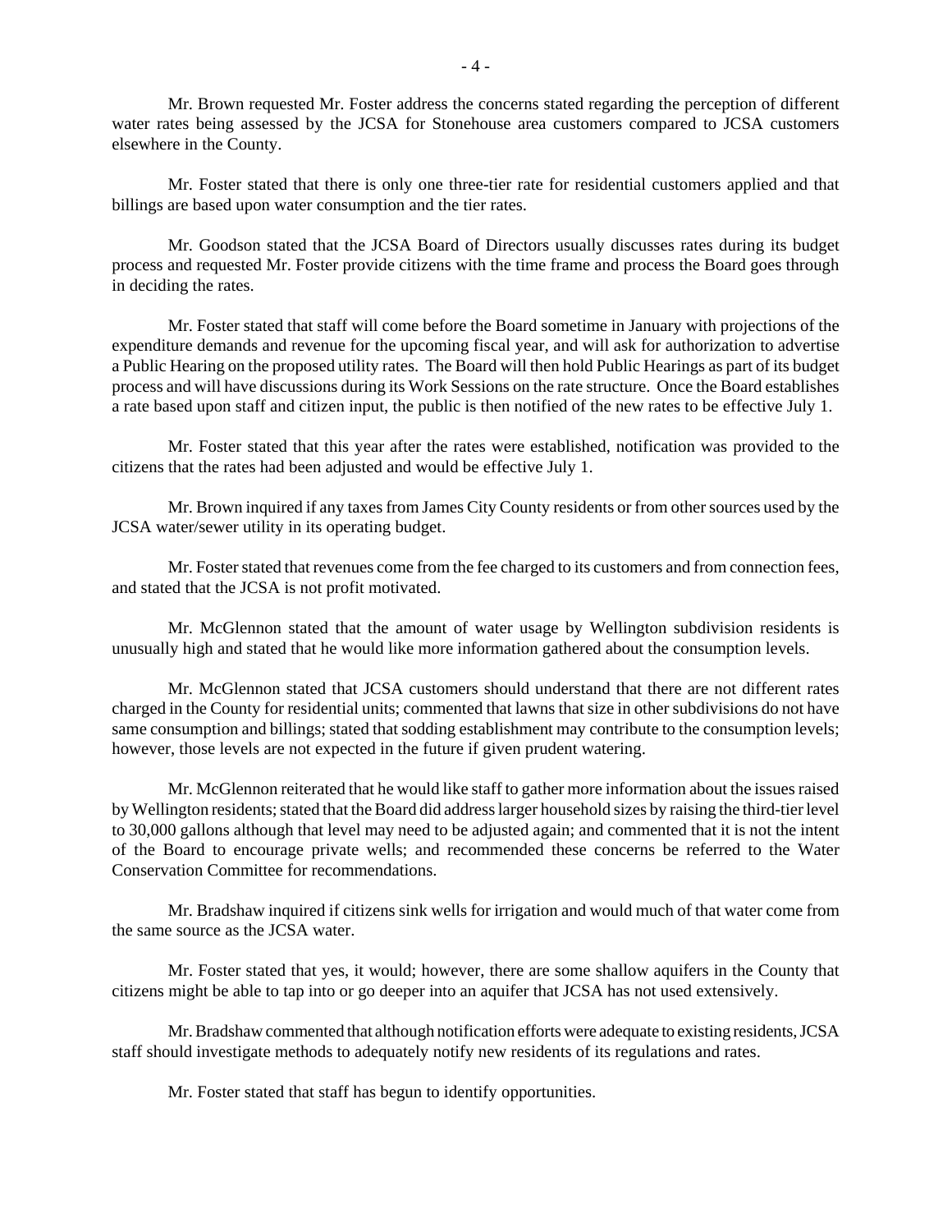Mr. Brown requested Mr. Foster address the concerns stated regarding the perception of different water rates being assessed by the JCSA for Stonehouse area customers compared to JCSA customers elsewhere in the County.

Mr. Foster stated that there is only one three-tier rate for residential customers applied and that billings are based upon water consumption and the tier rates.

Mr. Goodson stated that the JCSA Board of Directors usually discusses rates during its budget process and requested Mr. Foster provide citizens with the time frame and process the Board goes through in deciding the rates.

Mr. Foster stated that staff will come before the Board sometime in January with projections of the expenditure demands and revenue for the upcoming fiscal year, and will ask for authorization to advertise a Public Hearing on the proposed utility rates. The Board will then hold Public Hearings as part of its budget process and will have discussions during its Work Sessions on the rate structure. Once the Board establishes a rate based upon staff and citizen input, the public is then notified of the new rates to be effective July 1.

Mr. Foster stated that this year after the rates were established, notification was provided to the citizens that the rates had been adjusted and would be effective July 1.

Mr. Brown inquired if any taxes from James City County residents or from other sources used by the JCSA water/sewer utility in its operating budget.

Mr. Foster stated that revenues come from the fee charged to its customers and from connection fees, and stated that the JCSA is not profit motivated.

Mr. McGlennon stated that the amount of water usage by Wellington subdivision residents is unusually high and stated that he would like more information gathered about the consumption levels.

Mr. McGlennon stated that JCSA customers should understand that there are not different rates charged in the County for residential units; commented that lawns that size in other subdivisions do not have same consumption and billings; stated that sodding establishment may contribute to the consumption levels; however, those levels are not expected in the future if given prudent watering.

Mr. McGlennon reiterated that he would like staff to gather more information about the issues raised by Wellington residents; stated that the Board did address larger household sizes by raising the third-tier level to 30,000 gallons although that level may need to be adjusted again; and commented that it is not the intent of the Board to encourage private wells; and recommended these concerns be referred to the Water Conservation Committee for recommendations.

Mr. Bradshaw inquired if citizens sink wells for irrigation and would much of that water come from the same source as the JCSA water.

Mr. Foster stated that yes, it would; however, there are some shallow aquifers in the County that citizens might be able to tap into or go deeper into an aquifer that JCSA has not used extensively.

Mr. Bradshaw commented that although notification efforts were adequate to existing residents, JCSA staff should investigate methods to adequately notify new residents of its regulations and rates.

Mr. Foster stated that staff has begun to identify opportunities.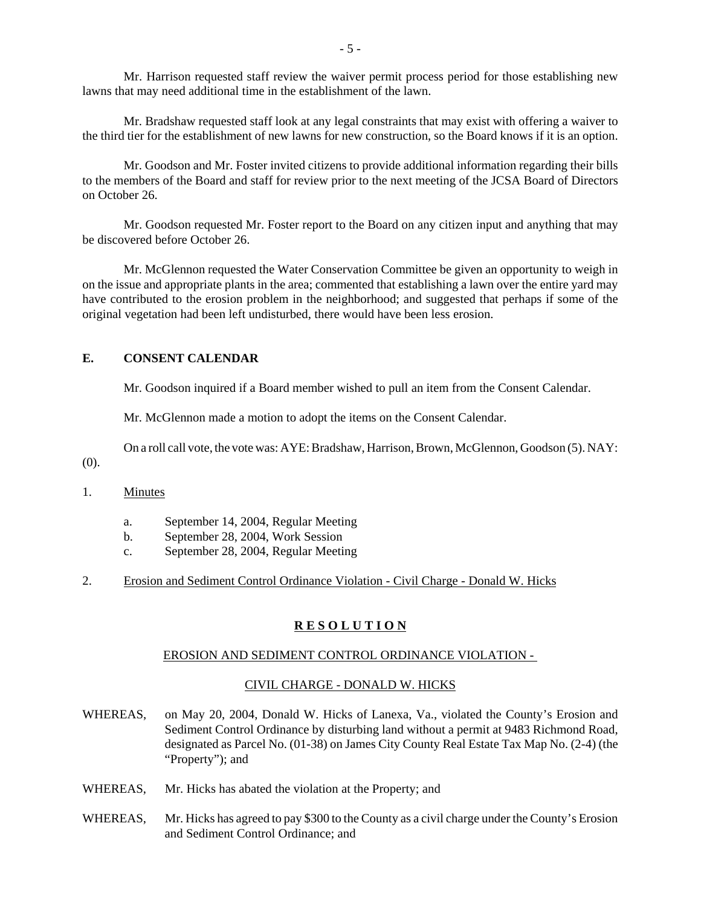Mr. Harrison requested staff review the waiver permit process period for those establishing new lawns that may need additional time in the establishment of the lawn.

Mr. Bradshaw requested staff look at any legal constraints that may exist with offering a waiver to the third tier for the establishment of new lawns for new construction, so the Board knows if it is an option.

Mr. Goodson and Mr. Foster invited citizens to provide additional information regarding their bills to the members of the Board and staff for review prior to the next meeting of the JCSA Board of Directors on October 26.

Mr. Goodson requested Mr. Foster report to the Board on any citizen input and anything that may be discovered before October 26.

Mr. McGlennon requested the Water Conservation Committee be given an opportunity to weigh in on the issue and appropriate plants in the area; commented that establishing a lawn over the entire yard may have contributed to the erosion problem in the neighborhood; and suggested that perhaps if some of the original vegetation had been left undisturbed, there would have been less erosion.

## E. CONSENT CALENDAR

Mr. Goodson inquired if a Board member wished to pull an item from the Consent Calendar.

Mr. McGlennon made a motion to adopt the items on the Consent Calendar.

On a roll call vote, the vote was: AYE: Bradshaw, Harrison, Brown, McGlennon, Goodson (5). NAY: (0).

1. Minutes

   a. September 14, 2004, Regular Meeting
   b. September 28, 2004, Work Session
   c. September 28, 2004, Regular Meeting

2. Erosion and Sediment Control Ordinance Violation - Civil Charge - Donald W. Hicks

**R E S O L U T I O N**

EROSION AND SEDIMENT CONTROL ORDINANCE VIOLATION -

CIVIL CHARGE - DONALD W. HICKS

WHEREAS, on May 20, 2004, Donald W. Hicks of Lanexa, Va., violated the County's Erosion and Sediment Control Ordinance by disturbing land without a permit at 9483 Richmond Road, designated as Parcel No. (01-38) on James City County Real Estate Tax Map No. (2-4) (the "Property"); and

WHEREAS, Mr. Hicks has abated the violation at the Property; and

WHEREAS, Mr. Hicks has agreed to pay $300 to the County as a civil charge under the County's Erosion and Sediment Control Ordinance; and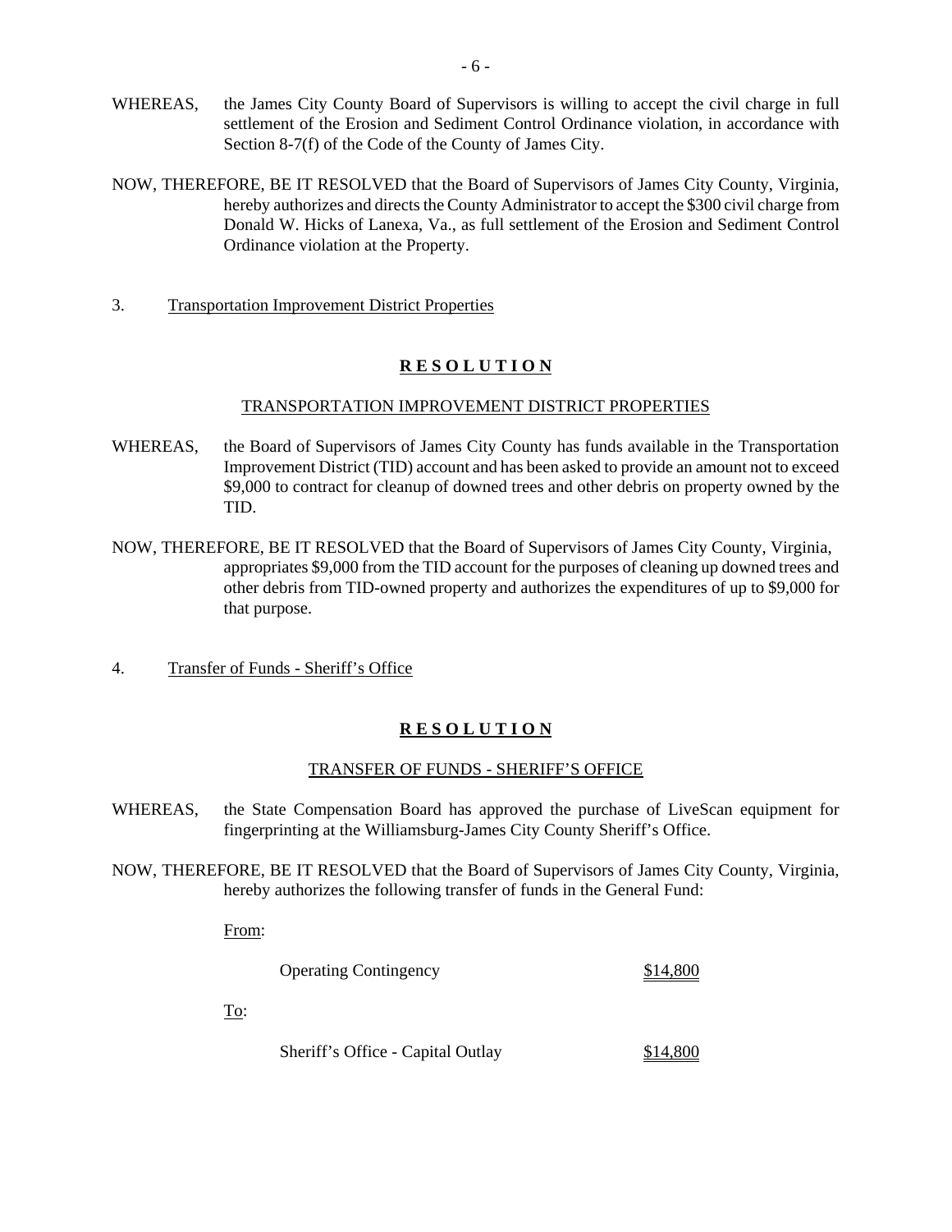WHEREAS, the James City County Board of Supervisors is willing to accept the civil charge in full settlement of the Erosion and Sediment Control Ordinance violation, in accordance with Section 8-7(f) of the Code of the County of James City.

NOW, THEREFORE, BE IT RESOLVED that the Board of Supervisors of James City County, Virginia, hereby authorizes and directs the County Administrator to accept the $300 civil charge from Donald W. Hicks of Lanexa, Va., as full settlement of the Erosion and Sediment Control Ordinance violation at the Property.

3. Transportation Improvement District Properties

**R E S O L U T I O N**

TRANSPORTATION IMPROVEMENT DISTRICT PROPERTIES

WHEREAS, the Board of Supervisors of James City County has funds available in the Transportation Improvement District (TID) account and has been asked to provide an amount not to exceed $9,000 to contract for cleanup of downed trees and other debris on property owned by the TID.

NOW, THEREFORE, BE IT RESOLVED that the Board of Supervisors of James City County, Virginia, appropriates $9,000 from the TID account for the purposes of cleaning up downed trees and other debris from TID-owned property and authorizes the expenditures of up to $9,000 for that purpose.

4. Transfer of Funds - Sheriff's Office

**R E S O L U T I O N**

TRANSFER OF FUNDS - SHERIFF'S OFFICE

WHEREAS, the State Compensation Board has approved the purchase of LiveScan equipment for fingerprinting at the Williamsburg-James City County Sheriff's Office.

NOW, THEREFORE, BE IT RESOLVED that the Board of Supervisors of James City County, Virginia, hereby authorizes the following transfer of funds in the General Fund:

From:

| | |
|---|---|
| Operating Contingency | $14,800 |

To:

| | |
|---|---|
| Sheriff's Office - Capital Outlay | $14,800 |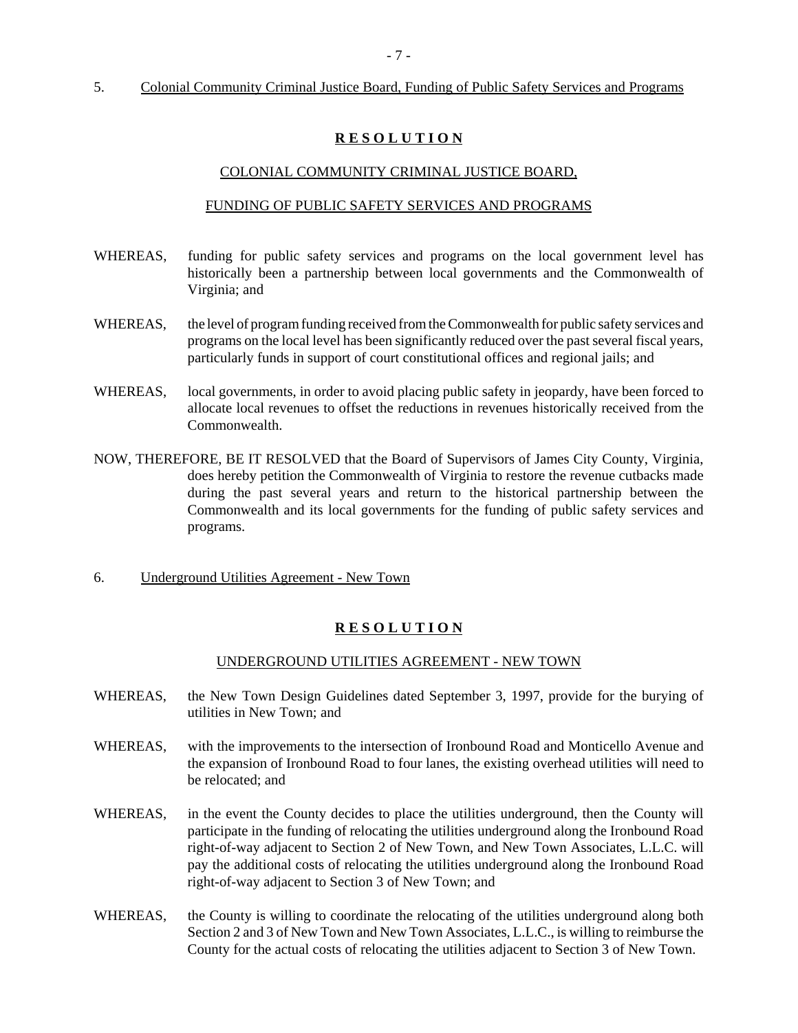5. Colonial Community Criminal Justice Board, Funding of Public Safety Services and Programs

**R E S O L U T I O N**

COLONIAL COMMUNITY CRIMINAL JUSTICE BOARD,

FUNDING OF PUBLIC SAFETY SERVICES AND PROGRAMS

WHEREAS, funding for public safety services and programs on the local government level has historically been a partnership between local governments and the Commonwealth of Virginia; and

WHEREAS, the level of program funding received from the Commonwealth for public safety services and programs on the local level has been significantly reduced over the past several fiscal years, particularly funds in support of court constitutional offices and regional jails; and

WHEREAS, local governments, in order to avoid placing public safety in jeopardy, have been forced to allocate local revenues to offset the reductions in revenues historically received from the Commonwealth.

NOW, THEREFORE, BE IT RESOLVED that the Board of Supervisors of James City County, Virginia, does hereby petition the Commonwealth of Virginia to restore the revenue cutbacks made during the past several years and return to the historical partnership between the Commonwealth and its local governments for the funding of public safety services and programs.

6. Underground Utilities Agreement - New Town

**R E S O L U T I O N**

UNDERGROUND UTILITIES AGREEMENT - NEW TOWN

WHEREAS, the New Town Design Guidelines dated September 3, 1997, provide for the burying of utilities in New Town; and

WHEREAS, with the improvements to the intersection of Ironbound Road and Monticello Avenue and the expansion of Ironbound Road to four lanes, the existing overhead utilities will need to be relocated; and

WHEREAS, in the event the County decides to place the utilities underground, then the County will participate in the funding of relocating the utilities underground along the Ironbound Road right-of-way adjacent to Section 2 of New Town, and New Town Associates, L.L.C. will pay the additional costs of relocating the utilities underground along the Ironbound Road right-of-way adjacent to Section 3 of New Town; and

WHEREAS, the County is willing to coordinate the relocating of the utilities underground along both Section 2 and 3 of New Town and New Town Associates, L.L.C., is willing to reimburse the County for the actual costs of relocating the utilities adjacent to Section 3 of New Town.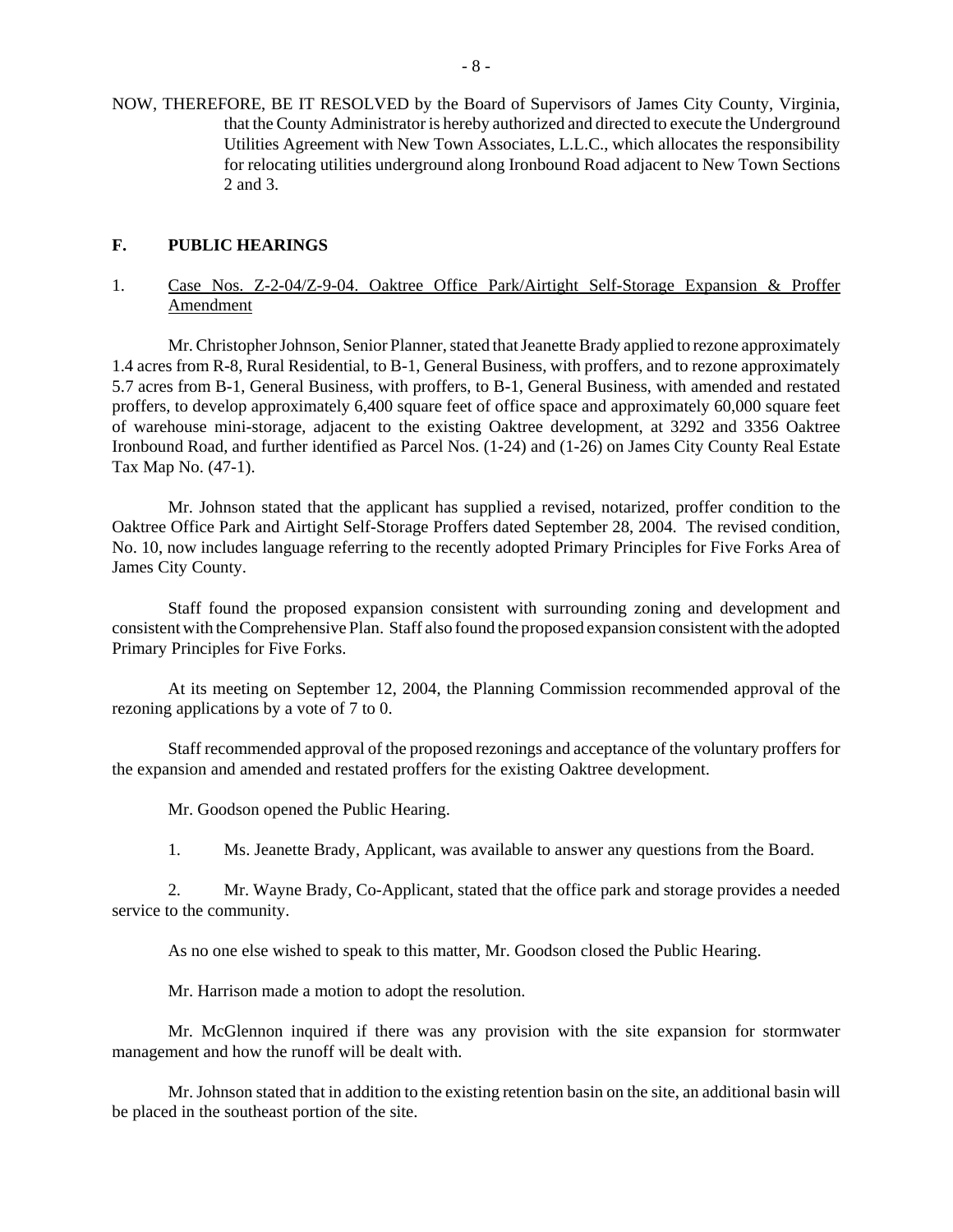NOW, THEREFORE, BE IT RESOLVED by the Board of Supervisors of James City County, Virginia, that the County Administrator is hereby authorized and directed to execute the Underground Utilities Agreement with New Town Associates, L.L.C., which allocates the responsibility for relocating utilities underground along Ironbound Road adjacent to New Town Sections 2 and 3.

## F. PUBLIC HEARINGS

1. Case Nos. Z-2-04/Z-9-04. Oaktree Office Park/Airtight Self-Storage Expansion & Proffer Amendment

Mr. Christopher Johnson, Senior Planner, stated that Jeanette Brady applied to rezone approximately 1.4 acres from R-8, Rural Residential, to B-1, General Business, with proffers, and to rezone approximately 5.7 acres from B-1, General Business, with proffers, to B-1, General Business, with amended and restated proffers, to develop approximately 6,400 square feet of office space and approximately 60,000 square feet of warehouse mini-storage, adjacent to the existing Oaktree development, at 3292 and 3356 Oaktree Ironbound Road, and further identified as Parcel Nos. (1-24) and (1-26) on James City County Real Estate Tax Map No. (47-1).

Mr. Johnson stated that the applicant has supplied a revised, notarized, proffer condition to the Oaktree Office Park and Airtight Self-Storage Proffers dated September 28, 2004. The revised condition, No. 10, now includes language referring to the recently adopted Primary Principles for Five Forks Area of James City County.

Staff found the proposed expansion consistent with surrounding zoning and development and consistent with the Comprehensive Plan. Staff also found the proposed expansion consistent with the adopted Primary Principles for Five Forks.

At its meeting on September 12, 2004, the Planning Commission recommended approval of the rezoning applications by a vote of 7 to 0.

Staff recommended approval of the proposed rezonings and acceptance of the voluntary proffers for the expansion and amended and restated proffers for the existing Oaktree development.

Mr. Goodson opened the Public Hearing.

1. Ms. Jeanette Brady, Applicant, was available to answer any questions from the Board.

2. Mr. Wayne Brady, Co-Applicant, stated that the office park and storage provides a needed service to the community.

As no one else wished to speak to this matter, Mr. Goodson closed the Public Hearing.

Mr. Harrison made a motion to adopt the resolution.

Mr. McGlennon inquired if there was any provision with the site expansion for stormwater management and how the runoff will be dealt with.

Mr. Johnson stated that in addition to the existing retention basin on the site, an additional basin will be placed in the southeast portion of the site.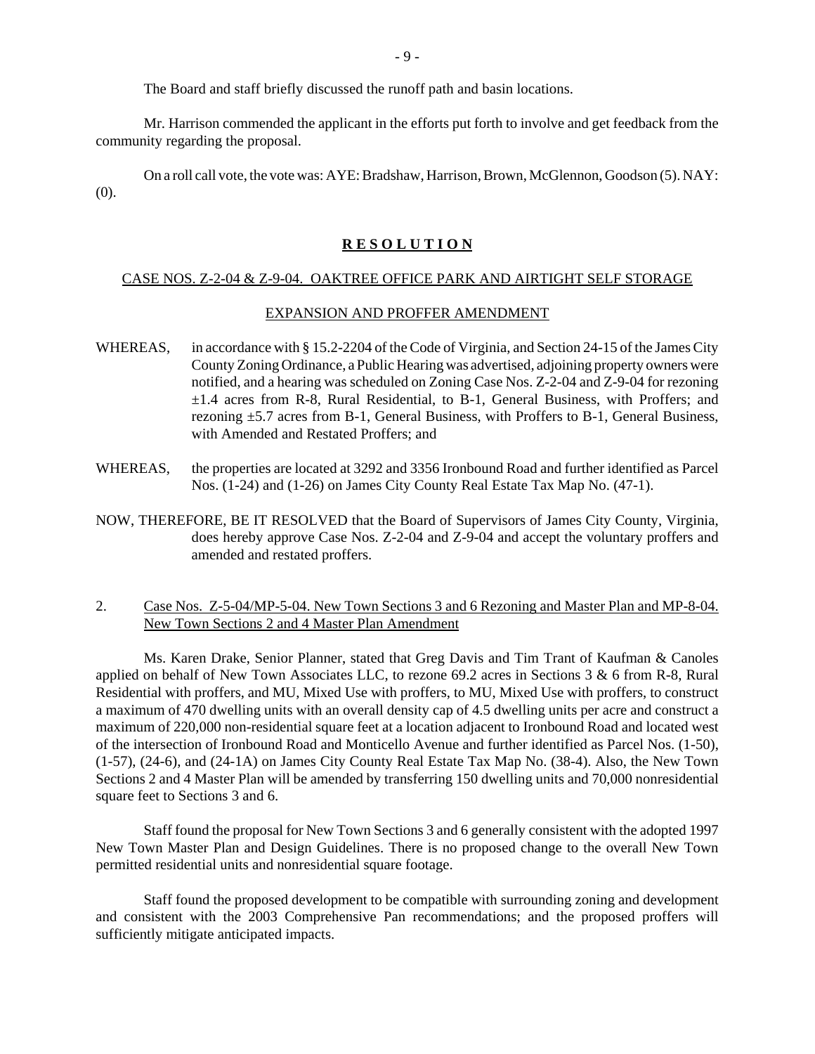The Board and staff briefly discussed the runoff path and basin locations.

Mr. Harrison commended the applicant in the efforts put forth to involve and get feedback from the community regarding the proposal.

On a roll call vote, the vote was: AYE: Bradshaw, Harrison, Brown, McGlennon, Goodson (5). NAY: (0).

**R E S O L U T I O N**

CASE NOS. Z-2-04 & Z-9-04. OAKTREE OFFICE PARK AND AIRTIGHT SELF STORAGE

EXPANSION AND PROFFER AMENDMENT

WHEREAS, in accordance with § 15.2-2204 of the Code of Virginia, and Section 24-15 of the James City County Zoning Ordinance, a Public Hearing was advertised, adjoining property owners were notified, and a hearing was scheduled on Zoning Case Nos. Z-2-04 and Z-9-04 for rezoning ±1.4 acres from R-8, Rural Residential, to B-1, General Business, with Proffers; and rezoning ±5.7 acres from B-1, General Business, with Proffers to B-1, General Business, with Amended and Restated Proffers; and

WHEREAS, the properties are located at 3292 and 3356 Ironbound Road and further identified as Parcel Nos. (1-24) and (1-26) on James City County Real Estate Tax Map No. (47-1).

NOW, THEREFORE, BE IT RESOLVED that the Board of Supervisors of James City County, Virginia, does hereby approve Case Nos. Z-2-04 and Z-9-04 and accept the voluntary proffers and amended and restated proffers.

2. Case Nos. Z-5-04/MP-5-04. New Town Sections 3 and 6 Rezoning and Master Plan and MP-8-04. New Town Sections 2 and 4 Master Plan Amendment

Ms. Karen Drake, Senior Planner, stated that Greg Davis and Tim Trant of Kaufman & Canoles applied on behalf of New Town Associates LLC, to rezone 69.2 acres in Sections 3 & 6 from R-8, Rural Residential with proffers, and MU, Mixed Use with proffers, to MU, Mixed Use with proffers, to construct a maximum of 470 dwelling units with an overall density cap of 4.5 dwelling units per acre and construct a maximum of 220,000 non-residential square feet at a location adjacent to Ironbound Road and located west of the intersection of Ironbound Road and Monticello Avenue and further identified as Parcel Nos. (1-50), (1-57), (24-6), and (24-1A) on James City County Real Estate Tax Map No. (38-4). Also, the New Town Sections 2 and 4 Master Plan will be amended by transferring 150 dwelling units and 70,000 nonresidential square feet to Sections 3 and 6.

Staff found the proposal for New Town Sections 3 and 6 generally consistent with the adopted 1997 New Town Master Plan and Design Guidelines. There is no proposed change to the overall New Town permitted residential units and nonresidential square footage.

Staff found the proposed development to be compatible with surrounding zoning and development and consistent with the 2003 Comprehensive Pan recommendations; and the proposed proffers will sufficiently mitigate anticipated impacts.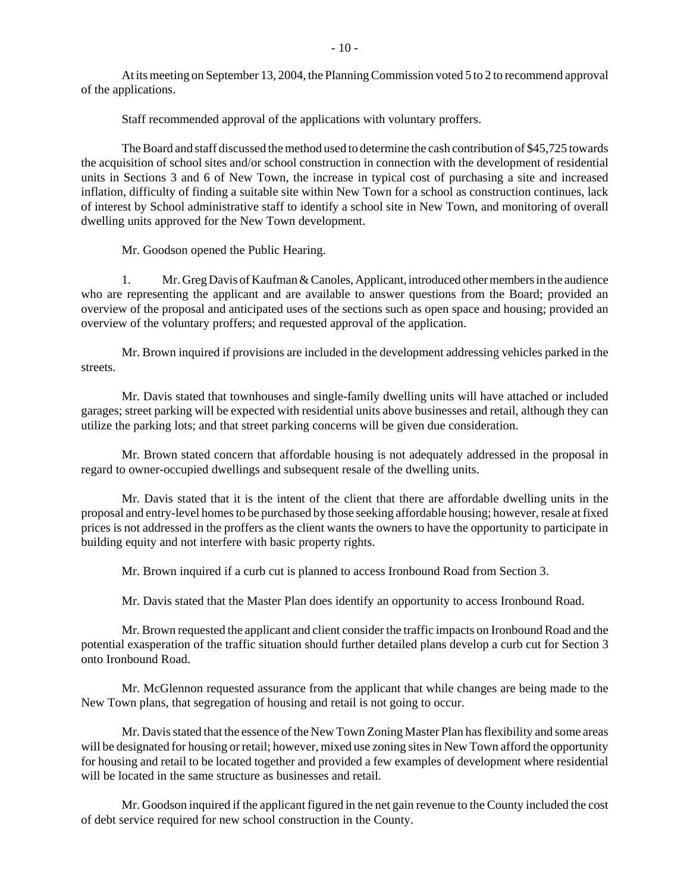At its meeting on September 13, 2004, the Planning Commission voted 5 to 2 to recommend approval of the applications.

Staff recommended approval of the applications with voluntary proffers.

The Board and staff discussed the method used to determine the cash contribution of $45,725 towards the acquisition of school sites and/or school construction in connection with the development of residential units in Sections 3 and 6 of New Town, the increase in typical cost of purchasing a site and increased inflation, difficulty of finding a suitable site within New Town for a school as construction continues, lack of interest by School administrative staff to identify a school site in New Town, and monitoring of overall dwelling units approved for the New Town development.

Mr. Goodson opened the Public Hearing.

1. Mr. Greg Davis of Kaufman & Canoles, Applicant, introduced other members in the audience who are representing the applicant and are available to answer questions from the Board; provided an overview of the proposal and anticipated uses of the sections such as open space and housing; provided an overview of the voluntary proffers; and requested approval of the application.

Mr. Brown inquired if provisions are included in the development addressing vehicles parked in the streets.

Mr. Davis stated that townhouses and single-family dwelling units will have attached or included garages; street parking will be expected with residential units above businesses and retail, although they can utilize the parking lots; and that street parking concerns will be given due consideration.

Mr. Brown stated concern that affordable housing is not adequately addressed in the proposal in regard to owner-occupied dwellings and subsequent resale of the dwelling units.

Mr. Davis stated that it is the intent of the client that there are affordable dwelling units in the proposal and entry-level homes to be purchased by those seeking affordable housing; however, resale at fixed prices is not addressed in the proffers as the client wants the owners to have the opportunity to participate in building equity and not interfere with basic property rights.

Mr. Brown inquired if a curb cut is planned to access Ironbound Road from Section 3.

Mr. Davis stated that the Master Plan does identify an opportunity to access Ironbound Road.

Mr. Brown requested the applicant and client consider the traffic impacts on Ironbound Road and the potential exasperation of the traffic situation should further detailed plans develop a curb cut for Section 3 onto Ironbound Road.

Mr. McGlennon requested assurance from the applicant that while changes are being made to the New Town plans, that segregation of housing and retail is not going to occur.

Mr. Davis stated that the essence of the New Town Zoning Master Plan has flexibility and some areas will be designated for housing or retail; however, mixed use zoning sites in New Town afford the opportunity for housing and retail to be located together and provided a few examples of development where residential will be located in the same structure as businesses and retail.

Mr. Goodson inquired if the applicant figured in the net gain revenue to the County included the cost of debt service required for new school construction in the County.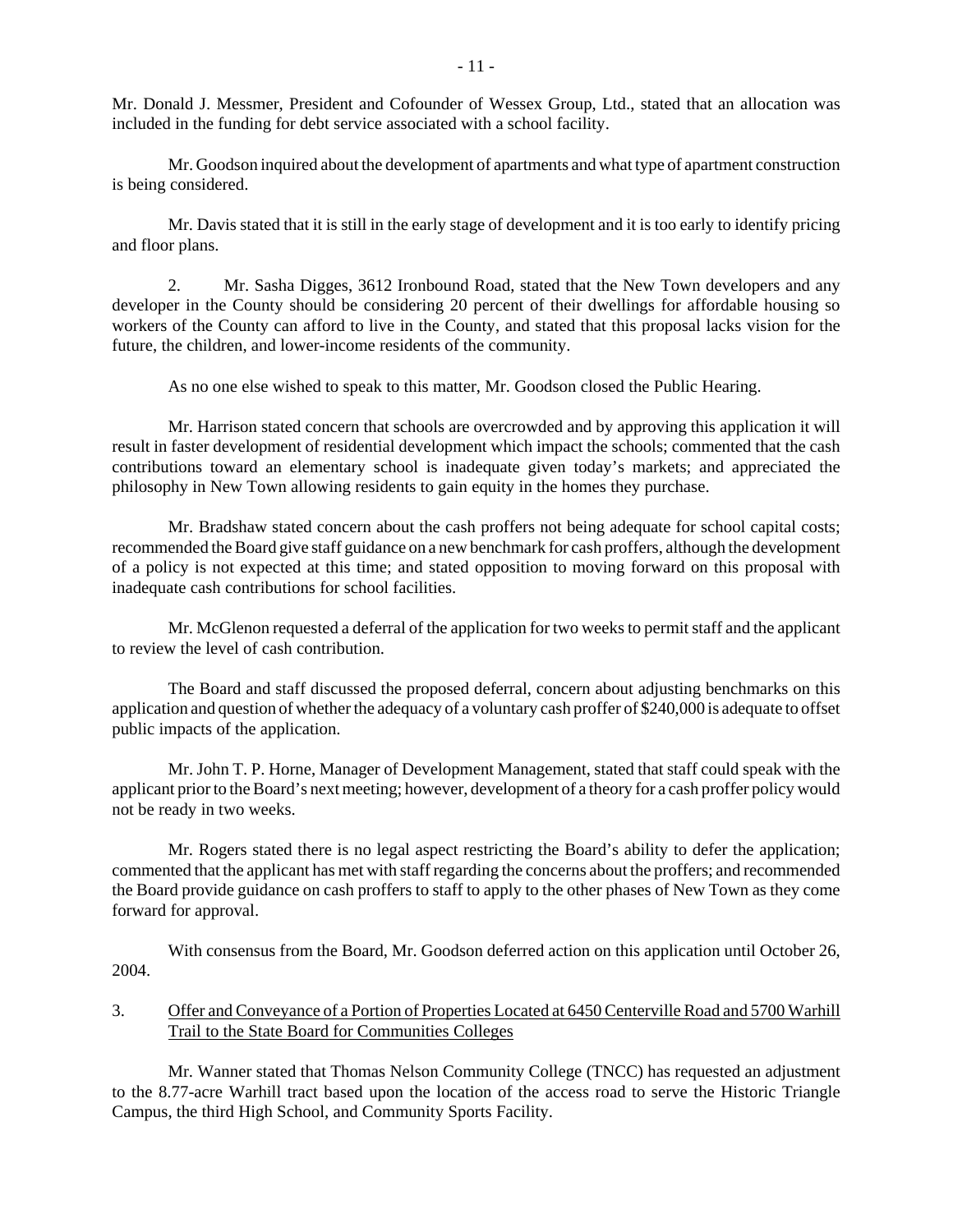Mr. Donald J. Messmer, President and Cofounder of Wessex Group, Ltd., stated that an allocation was included in the funding for debt service associated with a school facility.

Mr. Goodson inquired about the development of apartments and what type of apartment construction is being considered.

Mr. Davis stated that it is still in the early stage of development and it is too early to identify pricing and floor plans.

2. Mr. Sasha Digges, 3612 Ironbound Road, stated that the New Town developers and any developer in the County should be considering 20 percent of their dwellings for affordable housing so workers of the County can afford to live in the County, and stated that this proposal lacks vision for the future, the children, and lower-income residents of the community.

As no one else wished to speak to this matter, Mr. Goodson closed the Public Hearing.

Mr. Harrison stated concern that schools are overcrowded and by approving this application it will result in faster development of residential development which impact the schools; commented that the cash contributions toward an elementary school is inadequate given today's markets; and appreciated the philosophy in New Town allowing residents to gain equity in the homes they purchase.

Mr. Bradshaw stated concern about the cash proffers not being adequate for school capital costs; recommended the Board give staff guidance on a new benchmark for cash proffers, although the development of a policy is not expected at this time; and stated opposition to moving forward on this proposal with inadequate cash contributions for school facilities.

Mr. McGlenon requested a deferral of the application for two weeks to permit staff and the applicant to review the level of cash contribution.

The Board and staff discussed the proposed deferral, concern about adjusting benchmarks on this application and question of whether the adequacy of a voluntary cash proffer of $240,000 is adequate to offset public impacts of the application.

Mr. John T. P. Horne, Manager of Development Management, stated that staff could speak with the applicant prior to the Board's next meeting; however, development of a theory for a cash proffer policy would not be ready in two weeks.

Mr. Rogers stated there is no legal aspect restricting the Board's ability to defer the application; commented that the applicant has met with staff regarding the concerns about the proffers; and recommended the Board provide guidance on cash proffers to staff to apply to the other phases of New Town as they come forward for approval.

With consensus from the Board, Mr. Goodson deferred action on this application until October 26, 2004.

3. Offer and Conveyance of a Portion of Properties Located at 6450 Centerville Road and 5700 Warhill Trail to the State Board for Communities Colleges

Mr. Wanner stated that Thomas Nelson Community College (TNCC) has requested an adjustment to the 8.77-acre Warhill tract based upon the location of the access road to serve the Historic Triangle Campus, the third High School, and Community Sports Facility.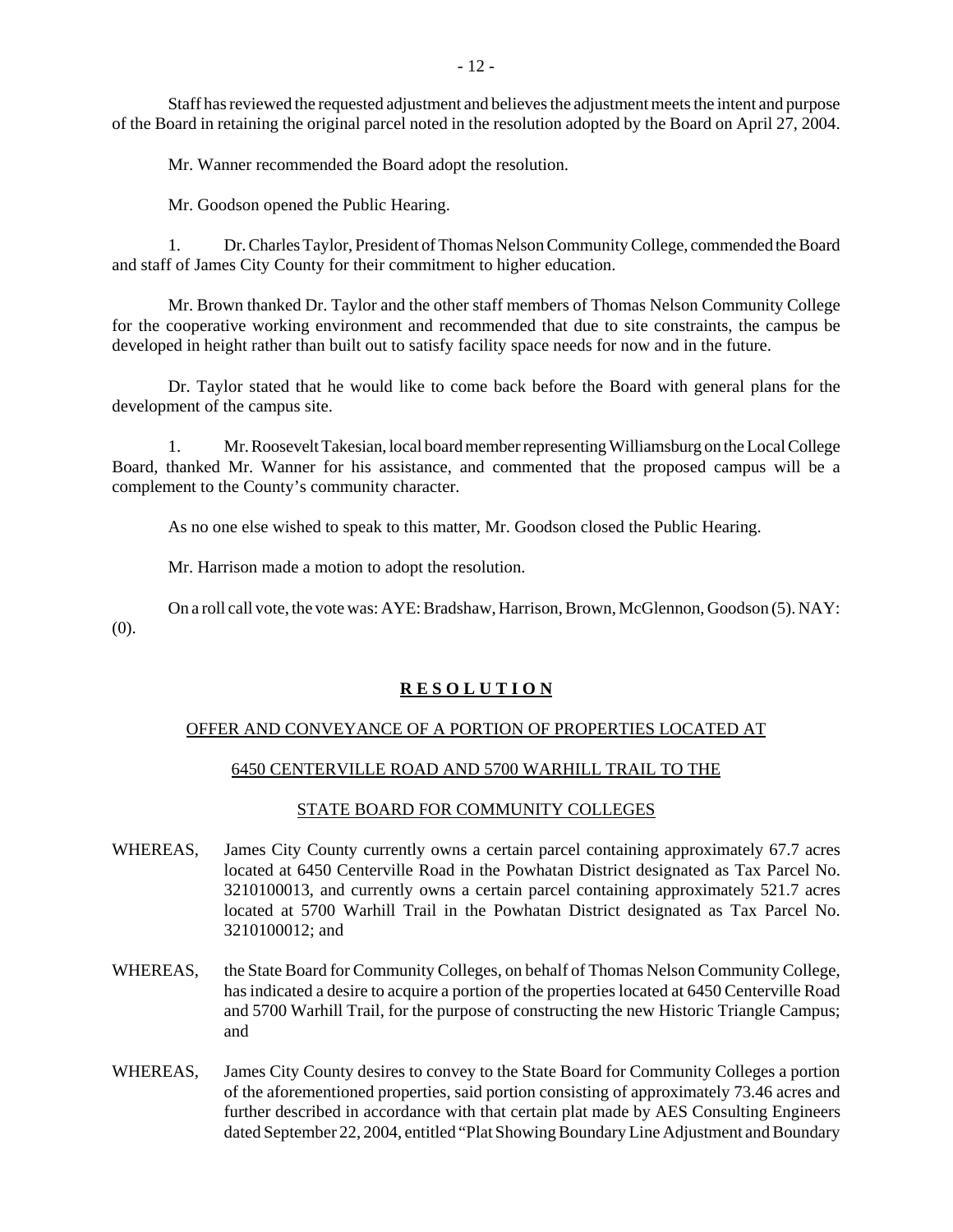Staff has reviewed the requested adjustment and believes the adjustment meets the intent and purpose of the Board in retaining the original parcel noted in the resolution adopted by the Board on April 27, 2004.

Mr. Wanner recommended the Board adopt the resolution.

Mr. Goodson opened the Public Hearing.

1. Dr. Charles Taylor, President of Thomas Nelson Community College, commended the Board and staff of James City County for their commitment to higher education.

Mr. Brown thanked Dr. Taylor and the other staff members of Thomas Nelson Community College for the cooperative working environment and recommended that due to site constraints, the campus be developed in height rather than built out to satisfy facility space needs for now and in the future.

Dr. Taylor stated that he would like to come back before the Board with general plans for the development of the campus site.

1. Mr. Roosevelt Takesian, local board member representing Williamsburg on the Local College Board, thanked Mr. Wanner for his assistance, and commented that the proposed campus will be a complement to the County's community character.

As no one else wished to speak to this matter, Mr. Goodson closed the Public Hearing.

Mr. Harrison made a motion to adopt the resolution.

On a roll call vote, the vote was: AYE: Bradshaw, Harrison, Brown, McGlennon, Goodson (5). NAY: (0).

**R E S O L U T I O N**

OFFER AND CONVEYANCE OF A PORTION OF PROPERTIES LOCATED AT

6450 CENTERVILLE ROAD AND 5700 WARHILL TRAIL TO THE

STATE BOARD FOR COMMUNITY COLLEGES

WHEREAS, James City County currently owns a certain parcel containing approximately 67.7 acres located at 6450 Centerville Road in the Powhatan District designated as Tax Parcel No. 3210100013, and currently owns a certain parcel containing approximately 521.7 acres located at 5700 Warhill Trail in the Powhatan District designated as Tax Parcel No. 3210100012; and

WHEREAS, the State Board for Community Colleges, on behalf of Thomas Nelson Community College, has indicated a desire to acquire a portion of the properties located at 6450 Centerville Road and 5700 Warhill Trail, for the purpose of constructing the new Historic Triangle Campus; and

WHEREAS, James City County desires to convey to the State Board for Community Colleges a portion of the aforementioned properties, said portion consisting of approximately 73.46 acres and further described in accordance with that certain plat made by AES Consulting Engineers dated September 22, 2004, entitled "Plat Showing Boundary Line Adjustment and Boundary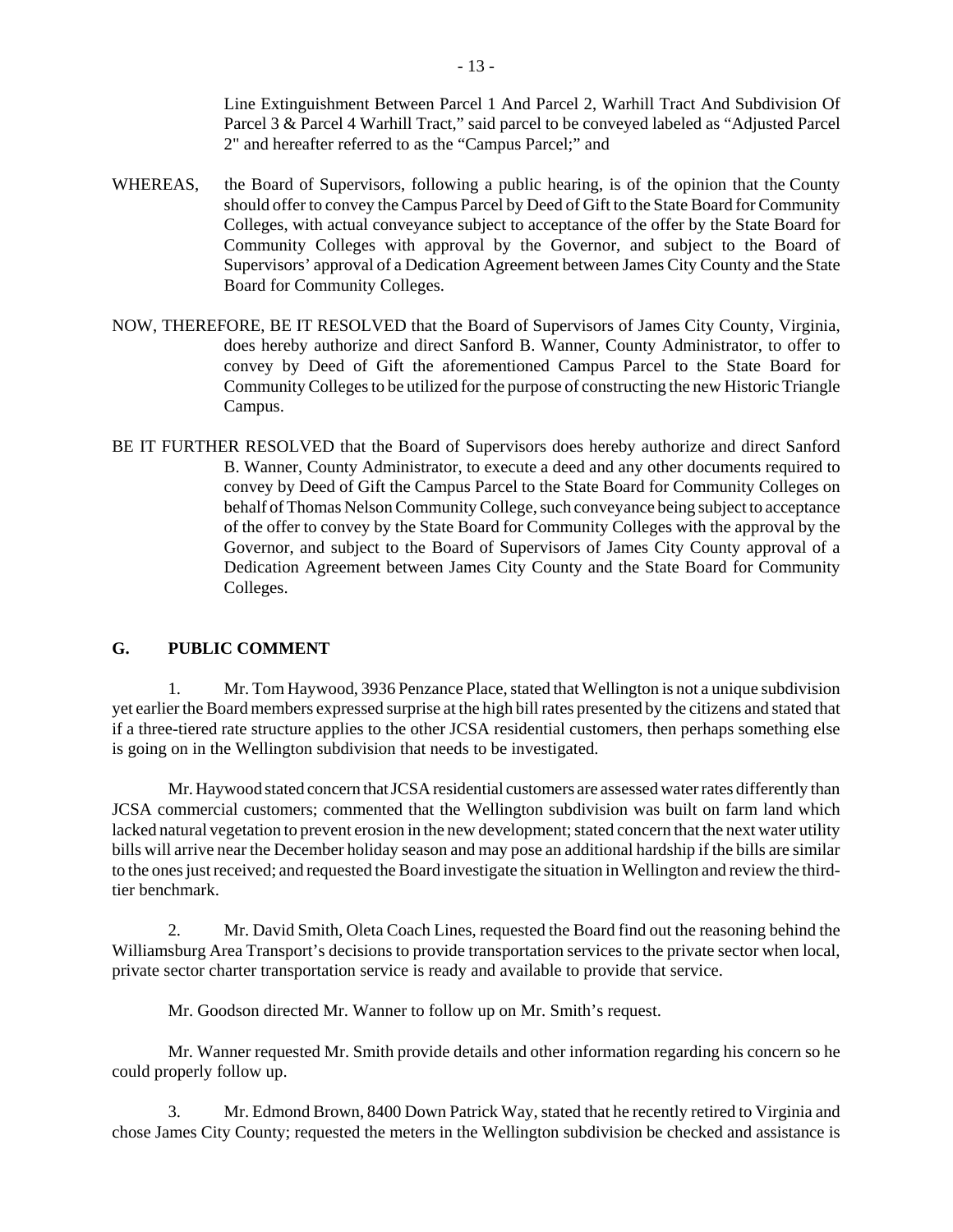Line Extinguishment Between Parcel 1 And Parcel 2, Warhill Tract And Subdivision Of Parcel 3 & Parcel 4 Warhill Tract," said parcel to be conveyed labeled as "Adjusted Parcel 2" and hereafter referred to as the "Campus Parcel;" and

WHEREAS, the Board of Supervisors, following a public hearing, is of the opinion that the County should offer to convey the Campus Parcel by Deed of Gift to the State Board for Community Colleges, with actual conveyance subject to acceptance of the offer by the State Board for Community Colleges with approval by the Governor, and subject to the Board of Supervisors' approval of a Dedication Agreement between James City County and the State Board for Community Colleges.

NOW, THEREFORE, BE IT RESOLVED that the Board of Supervisors of James City County, Virginia, does hereby authorize and direct Sanford B. Wanner, County Administrator, to offer to convey by Deed of Gift the aforementioned Campus Parcel to the State Board for Community Colleges to be utilized for the purpose of constructing the new Historic Triangle Campus.

BE IT FURTHER RESOLVED that the Board of Supervisors does hereby authorize and direct Sanford B. Wanner, County Administrator, to execute a deed and any other documents required to convey by Deed of Gift the Campus Parcel to the State Board for Community Colleges on behalf of Thomas Nelson Community College, such conveyance being subject to acceptance of the offer to convey by the State Board for Community Colleges with the approval by the Governor, and subject to the Board of Supervisors of James City County approval of a Dedication Agreement between James City County and the State Board for Community Colleges.

## G. PUBLIC COMMENT

1. Mr. Tom Haywood, 3936 Penzance Place, stated that Wellington is not a unique subdivision yet earlier the Board members expressed surprise at the high bill rates presented by the citizens and stated that if a three-tiered rate structure applies to the other JCSA residential customers, then perhaps something else is going on in the Wellington subdivision that needs to be investigated.

Mr. Haywood stated concern that JCSA residential customers are assessed water rates differently than JCSA commercial customers; commented that the Wellington subdivision was built on farm land which lacked natural vegetation to prevent erosion in the new development; stated concern that the next water utility bills will arrive near the December holiday season and may pose an additional hardship if the bills are similar to the ones just received; and requested the Board investigate the situation in Wellington and review the third-tier benchmark.

2. Mr. David Smith, Oleta Coach Lines, requested the Board find out the reasoning behind the Williamsburg Area Transport's decisions to provide transportation services to the private sector when local, private sector charter transportation service is ready and available to provide that service.

Mr. Goodson directed Mr. Wanner to follow up on Mr. Smith's request.

Mr. Wanner requested Mr. Smith provide details and other information regarding his concern so he could properly follow up.

3. Mr. Edmond Brown, 8400 Down Patrick Way, stated that he recently retired to Virginia and chose James City County; requested the meters in the Wellington subdivision be checked and assistance is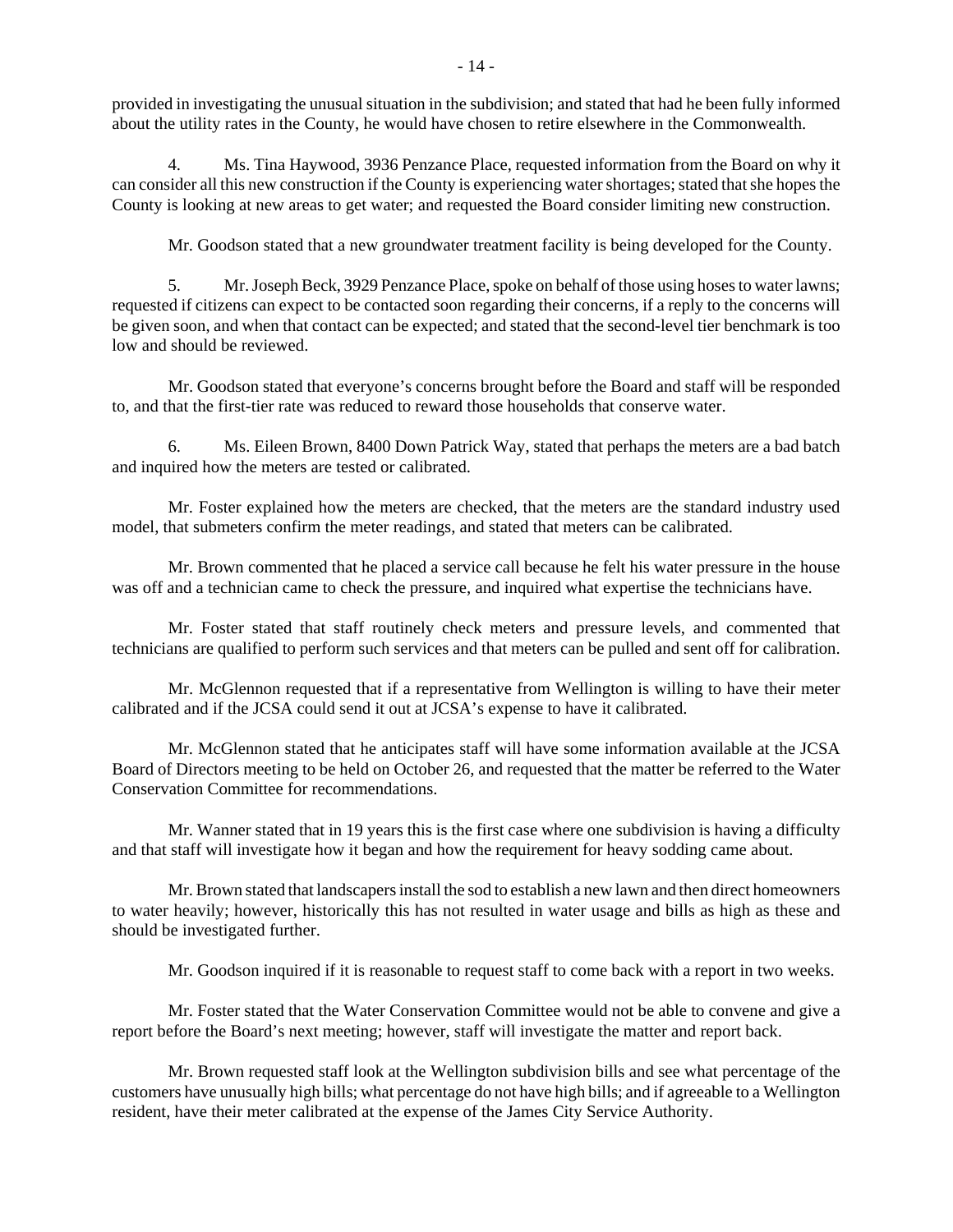provided in investigating the unusual situation in the subdivision; and stated that had he been fully informed about the utility rates in the County, he would have chosen to retire elsewhere in the Commonwealth.

4. Ms. Tina Haywood, 3936 Penzance Place, requested information from the Board on why it can consider all this new construction if the County is experiencing water shortages; stated that she hopes the County is looking at new areas to get water; and requested the Board consider limiting new construction.

Mr. Goodson stated that a new groundwater treatment facility is being developed for the County.

5. Mr. Joseph Beck, 3929 Penzance Place, spoke on behalf of those using hoses to water lawns; requested if citizens can expect to be contacted soon regarding their concerns, if a reply to the concerns will be given soon, and when that contact can be expected; and stated that the second-level tier benchmark is too low and should be reviewed.

Mr. Goodson stated that everyone's concerns brought before the Board and staff will be responded to, and that the first-tier rate was reduced to reward those households that conserve water.

6. Ms. Eileen Brown, 8400 Down Patrick Way, stated that perhaps the meters are a bad batch and inquired how the meters are tested or calibrated.

Mr. Foster explained how the meters are checked, that the meters are the standard industry used model, that submeters confirm the meter readings, and stated that meters can be calibrated.

Mr. Brown commented that he placed a service call because he felt his water pressure in the house was off and a technician came to check the pressure, and inquired what expertise the technicians have.

Mr. Foster stated that staff routinely check meters and pressure levels, and commented that technicians are qualified to perform such services and that meters can be pulled and sent off for calibration.

Mr. McGlennon requested that if a representative from Wellington is willing to have their meter calibrated and if the JCSA could send it out at JCSA's expense to have it calibrated.

Mr. McGlennon stated that he anticipates staff will have some information available at the JCSA Board of Directors meeting to be held on October 26, and requested that the matter be referred to the Water Conservation Committee for recommendations.

Mr. Wanner stated that in 19 years this is the first case where one subdivision is having a difficulty and that staff will investigate how it began and how the requirement for heavy sodding came about.

Mr. Brown stated that landscapers install the sod to establish a new lawn and then direct homeowners to water heavily; however, historically this has not resulted in water usage and bills as high as these and should be investigated further.

Mr. Goodson inquired if it is reasonable to request staff to come back with a report in two weeks.

Mr. Foster stated that the Water Conservation Committee would not be able to convene and give a report before the Board's next meeting; however, staff will investigate the matter and report back.

Mr. Brown requested staff look at the Wellington subdivision bills and see what percentage of the customers have unusually high bills; what percentage do not have high bills; and if agreeable to a Wellington resident, have their meter calibrated at the expense of the James City Service Authority.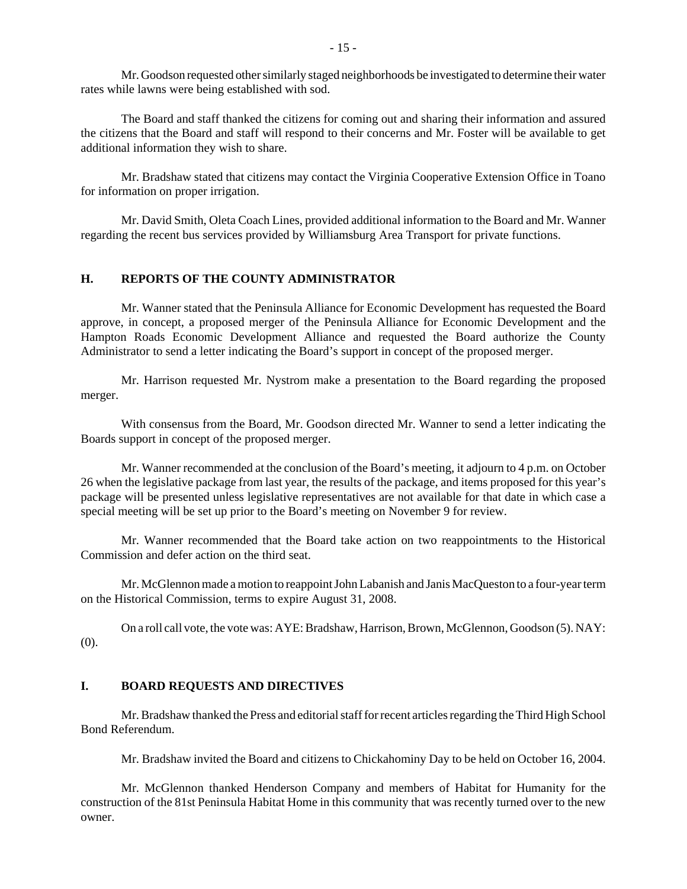Mr. Goodson requested other similarly staged neighborhoods be investigated to determine their water rates while lawns were being established with sod.

The Board and staff thanked the citizens for coming out and sharing their information and assured the citizens that the Board and staff will respond to their concerns and Mr. Foster will be available to get additional information they wish to share.

Mr. Bradshaw stated that citizens may contact the Virginia Cooperative Extension Office in Toano for information on proper irrigation.

Mr. David Smith, Oleta Coach Lines, provided additional information to the Board and Mr. Wanner regarding the recent bus services provided by Williamsburg Area Transport for private functions.

## H. REPORTS OF THE COUNTY ADMINISTRATOR

Mr. Wanner stated that the Peninsula Alliance for Economic Development has requested the Board approve, in concept, a proposed merger of the Peninsula Alliance for Economic Development and the Hampton Roads Economic Development Alliance and requested the Board authorize the County Administrator to send a letter indicating the Board's support in concept of the proposed merger.

Mr. Harrison requested Mr. Nystrom make a presentation to the Board regarding the proposed merger.

With consensus from the Board, Mr. Goodson directed Mr. Wanner to send a letter indicating the Boards support in concept of the proposed merger.

Mr. Wanner recommended at the conclusion of the Board's meeting, it adjourn to 4 p.m. on October 26 when the legislative package from last year, the results of the package, and items proposed for this year's package will be presented unless legislative representatives are not available for that date in which case a special meeting will be set up prior to the Board's meeting on November 9 for review.

Mr. Wanner recommended that the Board take action on two reappointments to the Historical Commission and defer action on the third seat.

Mr. McGlennon made a motion to reappoint John Labanish and Janis MacQueston to a four-year term on the Historical Commission, terms to expire August 31, 2008.

On a roll call vote, the vote was: AYE: Bradshaw, Harrison, Brown, McGlennon, Goodson (5). NAY: (0).

## I. BOARD REQUESTS AND DIRECTIVES

Mr. Bradshaw thanked the Press and editorial staff for recent articles regarding the Third High School Bond Referendum.

Mr. Bradshaw invited the Board and citizens to Chickahominy Day to be held on October 16, 2004.

Mr. McGlennon thanked Henderson Company and members of Habitat for Humanity for the construction of the 81st Peninsula Habitat Home in this community that was recently turned over to the new owner.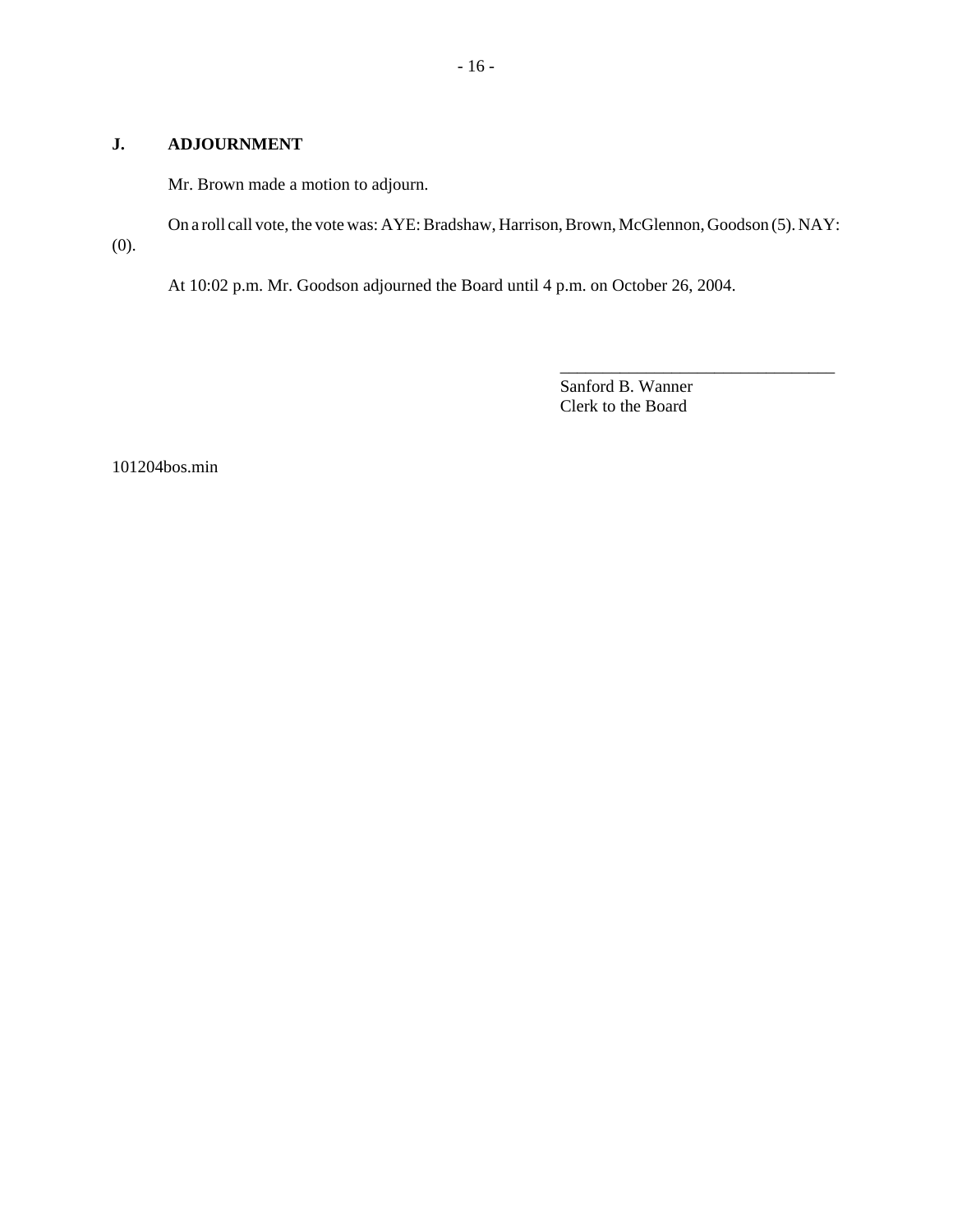## J. ADJOURNMENT

Mr. Brown made a motion to adjourn.

On a roll call vote, the vote was: AYE: Bradshaw, Harrison, Brown, McGlennon, Goodson (5). NAY: (0).

At 10:02 p.m. Mr. Goodson adjourned the Board until 4 p.m. on October 26, 2004.

________________________________
Sanford B. Wanner
Clerk to the Board

101204bos.min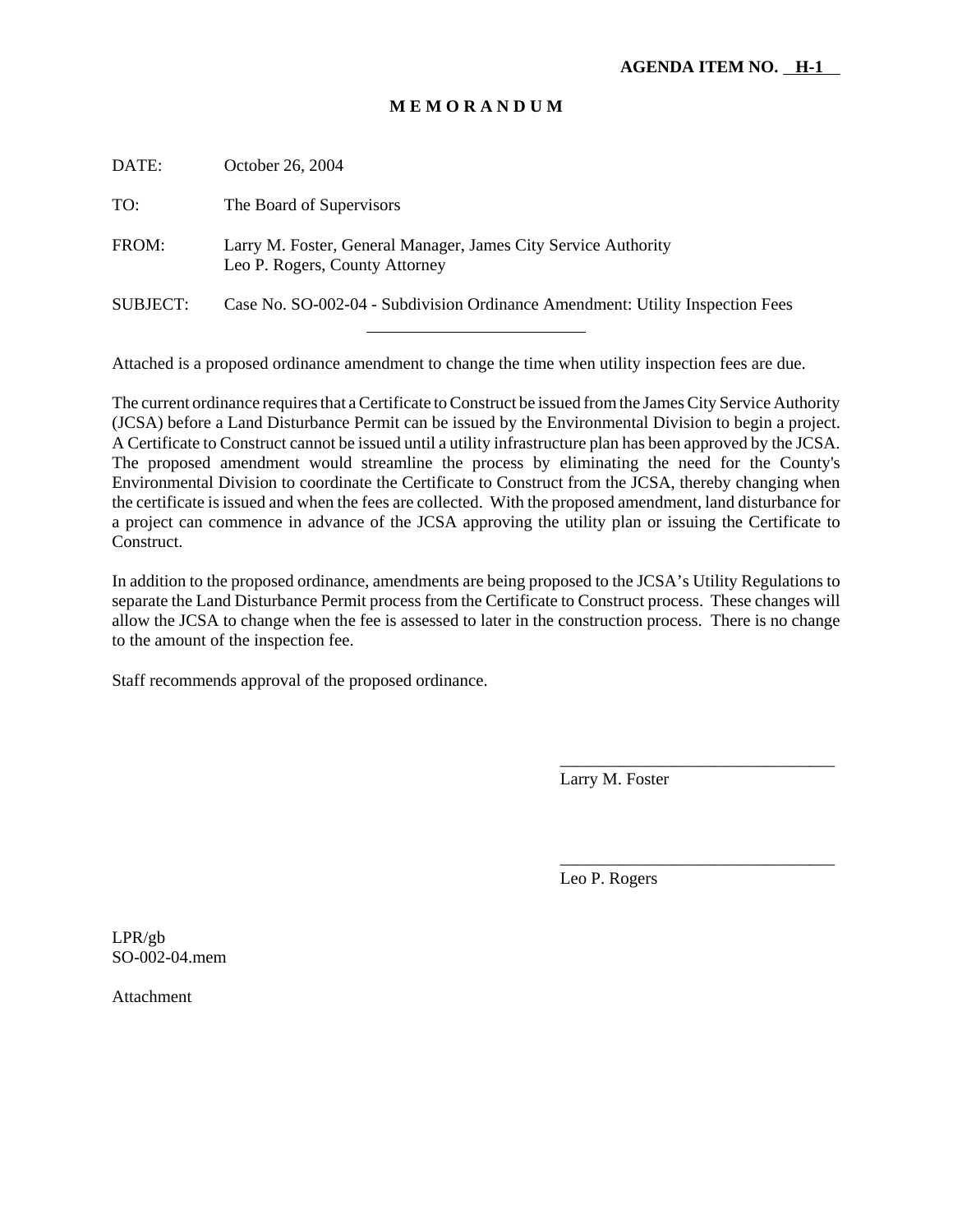**AGENDA ITEM NO. H-1**

**M E M O R A N D U M**

DATE: October 26, 2004

TO: The Board of Supervisors

FROM: Larry M. Foster, General Manager, James City Service Authority
Leo P. Rogers, County Attorney

SUBJECT: Case No. SO-002-04 - Subdivision Ordinance Amendment: Utility Inspection Fees

---

Attached is a proposed ordinance amendment to change the time when utility inspection fees are due.

The current ordinance requires that a Certificate to Construct be issued from the James City Service Authority (JCSA) before a Land Disturbance Permit can be issued by the Environmental Division to begin a project. A Certificate to Construct cannot be issued until a utility infrastructure plan has been approved by the JCSA. The proposed amendment would streamline the process by eliminating the need for the County's Environmental Division to coordinate the Certificate to Construct from the JCSA, thereby changing when the certificate is issued and when the fees are collected. With the proposed amendment, land disturbance for a project can commence in advance of the JCSA approving the utility plan or issuing the Certificate to Construct.

In addition to the proposed ordinance, amendments are being proposed to the JCSA's Utility Regulations to separate the Land Disturbance Permit process from the Certificate to Construct process. These changes will allow the JCSA to change when the fee is assessed to later in the construction process. There is no change to the amount of the inspection fee.

Staff recommends approval of the proposed ordinance.

________________________________
Larry M. Foster

________________________________
Leo P. Rogers

LPR/gb
SO-002-04.mem

Attachment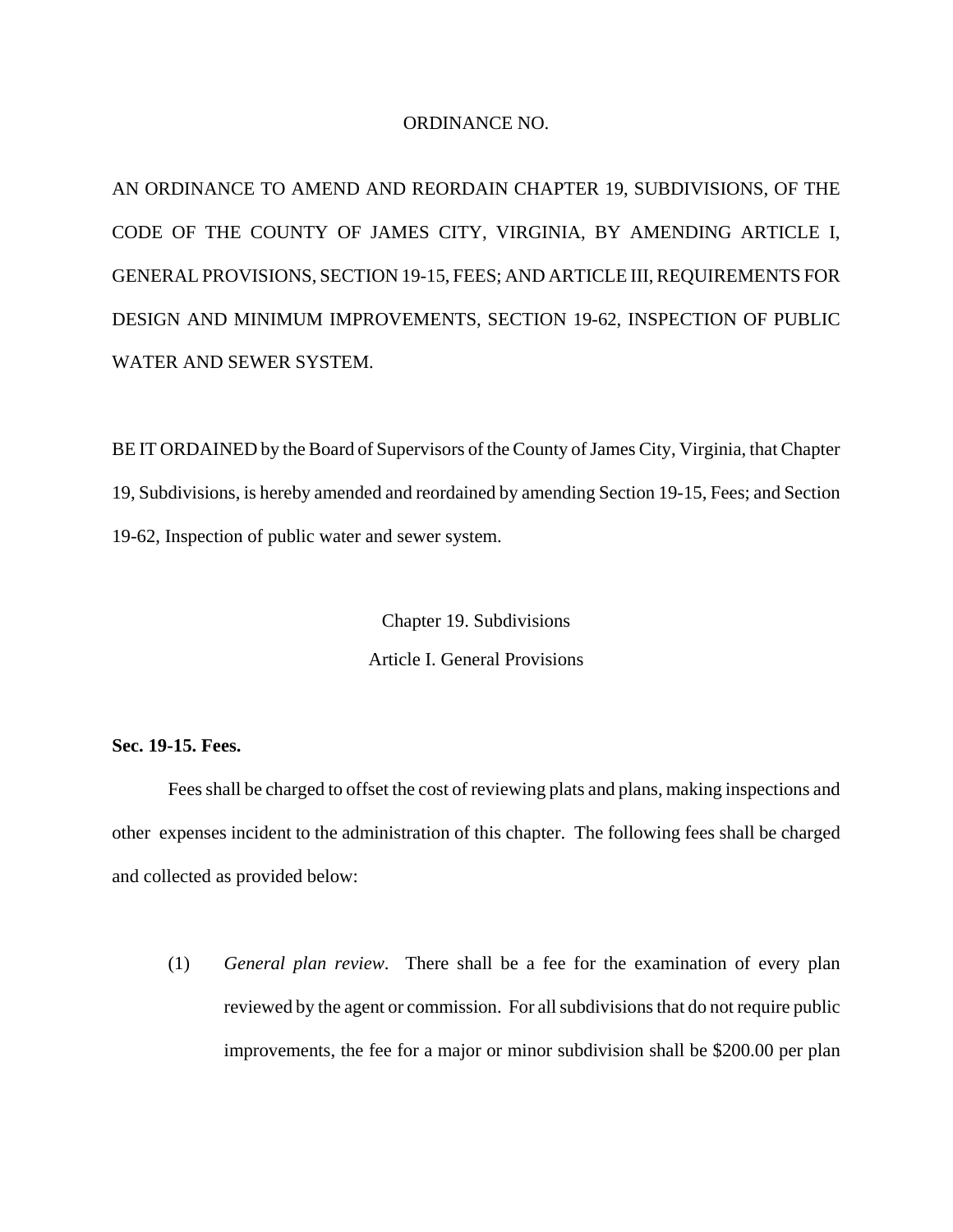ORDINANCE NO.

AN ORDINANCE TO AMEND AND REORDAIN CHAPTER 19, SUBDIVISIONS, OF THE CODE OF THE COUNTY OF JAMES CITY, VIRGINIA, BY AMENDING ARTICLE I, GENERAL PROVISIONS, SECTION 19-15, FEES; AND ARTICLE III, REQUIREMENTS FOR DESIGN AND MINIMUM IMPROVEMENTS, SECTION 19-62, INSPECTION OF PUBLIC WATER AND SEWER SYSTEM.

BE IT ORDAINED by the Board of Supervisors of the County of James City, Virginia, that Chapter 19, Subdivisions, is hereby amended and reordained by amending Section 19-15, Fees; and Section 19-62, Inspection of public water and sewer system.

Chapter 19. Subdivisions

Article I. General Provisions

**Sec. 19-15. Fees.**

Fees shall be charged to offset the cost of reviewing plats and plans, making inspections and other expenses incident to the administration of this chapter. The following fees shall be charged and collected as provided below:

(1) *General plan review*. There shall be a fee for the examination of every plan reviewed by the agent or commission. For all subdivisions that do not require public improvements, the fee for a major or minor subdivision shall be $200.00 per plan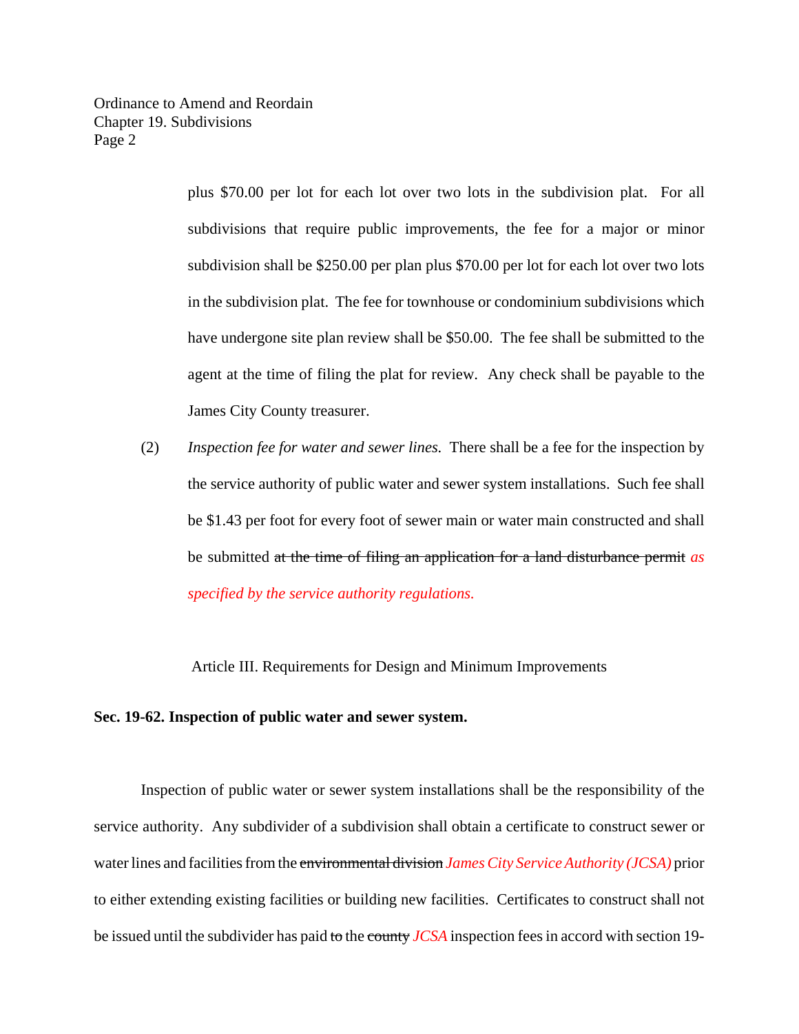plus $70.00 per lot for each lot over two lots in the subdivision plat. For all subdivisions that require public improvements, the fee for a major or minor subdivision shall be $250.00 per plan plus $70.00 per lot for each lot over two lots in the subdivision plat. The fee for townhouse or condominium subdivisions which have undergone site plan review shall be $50.00. The fee shall be submitted to the agent at the time of filing the plat for review. Any check shall be payable to the James City County treasurer.

(2) *Inspection fee for water and sewer lines.* There shall be a fee for the inspection by the service authority of public water and sewer system installations. Such fee shall be $1.43 per foot for every foot of sewer main or water main constructed and shall be submitted ~~at the time of filing an application for a land disturbance permit~~ *as specified by the service authority regulations.*

Article III. Requirements for Design and Minimum Improvements

**Sec. 19-62. Inspection of public water and sewer system.**

Inspection of public water or sewer system installations shall be the responsibility of the service authority. Any subdivider of a subdivision shall obtain a certificate to construct sewer or water lines and facilities from the ~~environmental division~~ *James City Service Authority (JCSA)* prior to either extending existing facilities or building new facilities. Certificates to construct shall not be issued until the subdivider has paid ~~to~~ the ~~county~~ *JCSA* inspection fees in accord with section 19-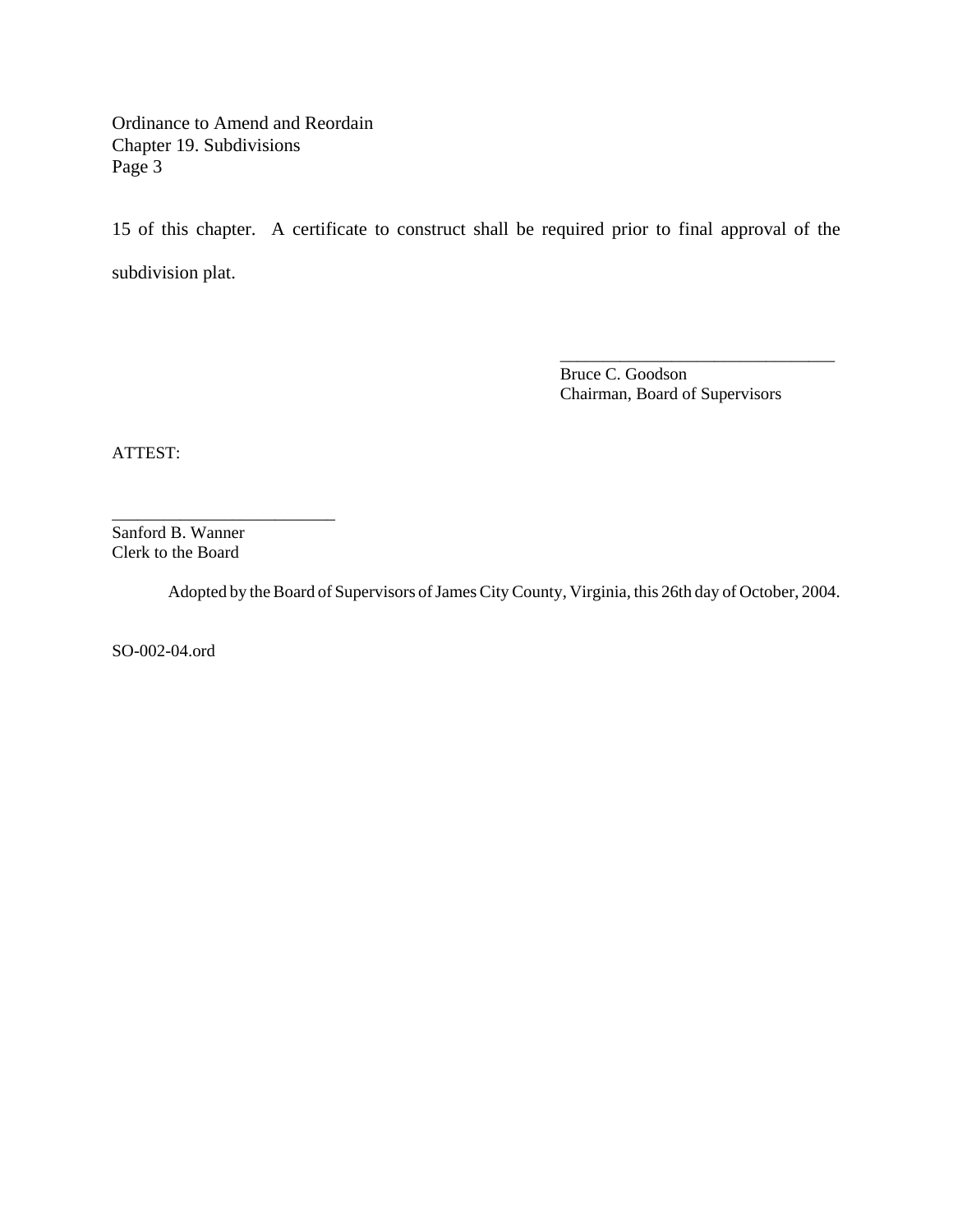15 of this chapter. A certificate to construct shall be required prior to final approval of the subdivision plat.

\_\_\_\_\_\_\_\_\_\_\_\_\_\_\_\_\_\_\_\_\_\_\_\_\_\_\_\_\_\_\_\_

Bruce C. Goodson
Chairman, Board of Supervisors

ATTEST:

\_\_\_\_\_\_\_\_\_\_\_\_\_\_\_\_\_\_\_\_\_\_\_\_\_\_

Sanford B. Wanner
Clerk to the Board

Adopted by the Board of Supervisors of James City County, Virginia, this 26th day of October, 2004.

SO-002-04.ord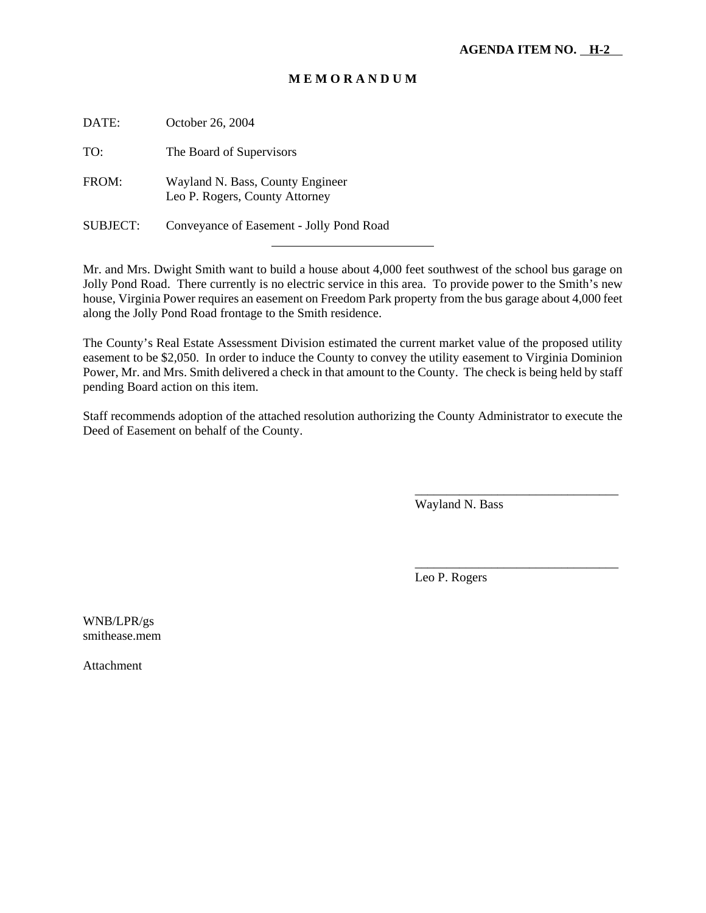**AGENDA ITEM NO. H-2**

# M E M O R A N D U M

DATE: October 26, 2004

TO: The Board of Supervisors

FROM: Wayland N. Bass, County Engineer
Leo P. Rogers, County Attorney

SUBJECT: Conveyance of Easement - Jolly Pond Road

---

Mr. and Mrs. Dwight Smith want to build a house about 4,000 feet southwest of the school bus garage on Jolly Pond Road. There currently is no electric service in this area. To provide power to the Smith's new house, Virginia Power requires an easement on Freedom Park property from the bus garage about 4,000 feet along the Jolly Pond Road frontage to the Smith residence.

The County's Real Estate Assessment Division estimated the current market value of the proposed utility easement to be $2,050. In order to induce the County to convey the utility easement to Virginia Dominion Power, Mr. and Mrs. Smith delivered a check in that amount to the County. The check is being held by staff pending Board action on this item.

Staff recommends adoption of the attached resolution authorizing the County Administrator to execute the Deed of Easement on behalf of the County.

\_\_\_\_\_\_\_\_\_\_\_\_\_\_\_\_\_\_\_\_\_\_\_\_\_\_\_\_\_\_\_\_
Wayland N. Bass

\_\_\_\_\_\_\_\_\_\_\_\_\_\_\_\_\_\_\_\_\_\_\_\_\_\_\_\_\_\_\_\_
Leo P. Rogers

WNB/LPR/gs
smithease.mem

Attachment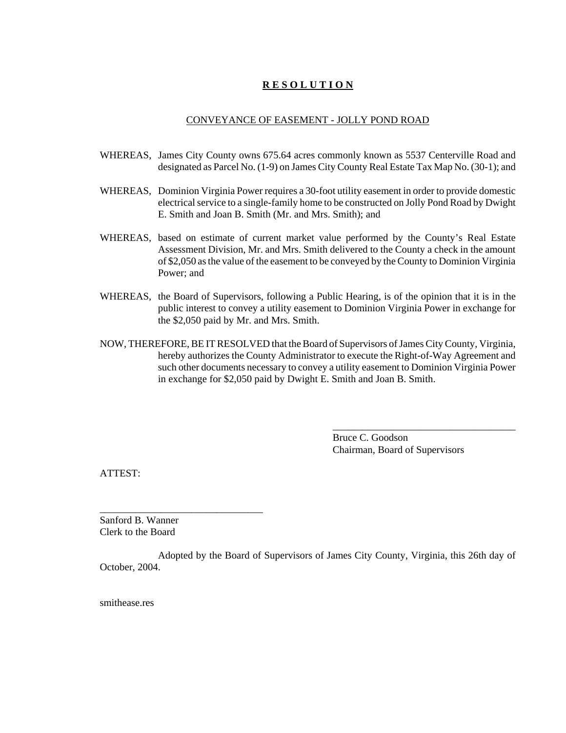# **R E S O L U T I O N**

CONVEYANCE OF EASEMENT - JOLLY POND ROAD

WHEREAS, James City County owns 675.64 acres commonly known as 5537 Centerville Road and designated as Parcel No. (1-9) on James City County Real Estate Tax Map No. (30-1); and

WHEREAS, Dominion Virginia Power requires a 30-foot utility easement in order to provide domestic electrical service to a single-family home to be constructed on Jolly Pond Road by Dwight E. Smith and Joan B. Smith (Mr. and Mrs. Smith); and

WHEREAS, based on estimate of current market value performed by the County's Real Estate Assessment Division, Mr. and Mrs. Smith delivered to the County a check in the amount of $2,050 as the value of the easement to be conveyed by the County to Dominion Virginia Power; and

WHEREAS, the Board of Supervisors, following a Public Hearing, is of the opinion that it is in the public interest to convey a utility easement to Dominion Virginia Power in exchange for the $2,050 paid by Mr. and Mrs. Smith.

NOW, THEREFORE, BE IT RESOLVED that the Board of Supervisors of James City County, Virginia, hereby authorizes the County Administrator to execute the Right-of-Way Agreement and such other documents necessary to convey a utility easement to Dominion Virginia Power in exchange for $2,050 paid by Dwight E. Smith and Joan B. Smith.

____________________________________
Bruce C. Goodson
Chairman, Board of Supervisors

ATTEST:

________________________________
Sanford B. Wanner
Clerk to the Board

Adopted by the Board of Supervisors of James City County, Virginia, this 26th day of October, 2004.

smithease.res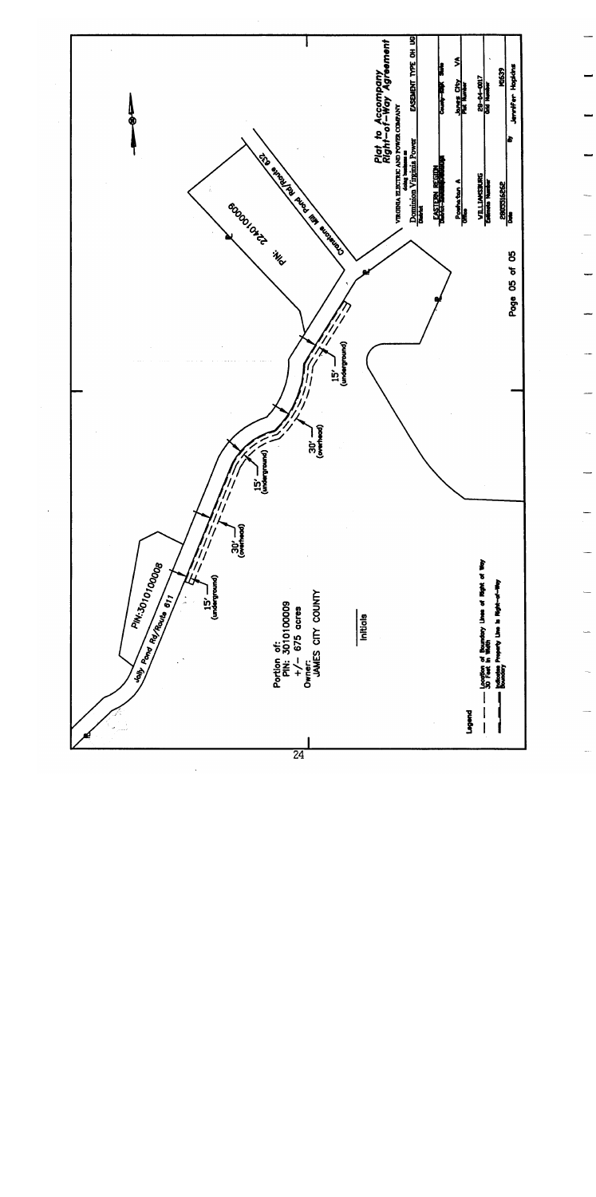# Plat to Accompany Right-of-Way Agreement

VIRGINIA ELECTRIC AND POWER COMPANY
doing business as
Dominion Virginia Power

| | | |
|---|---|---|
| District | | EASEMENT TYPE OH UG |
| EASTERN REGION | | County-State |
| Powhatan A | | James City VA |
| Office | | Plat Number |
| WILLIAMSBURG | | 29-04-0017 |
| Estimate Number | | Grid Number |
| 2803316262 | | M0639 |
| Date | By | Jennifer Hopkins |

PIN: 2240100009

Cranstons Mill Pond Rd/Route 632

Jolly Pond Rd/Route 611

PIN:3010100008

15' (underground)

30' (overhead)

15' (underground)

30' (overhead)

15' (underground)

Portion of:
PIN: 3010100009
+/- 675 acres
Owner:
JAMES CITY COUNTY

Initials

**Legend**

- - - Location of Boundary Lines of Right of Way 30 Feet in Width
—— Indicates Property Line is Right-of-Way Boundary

24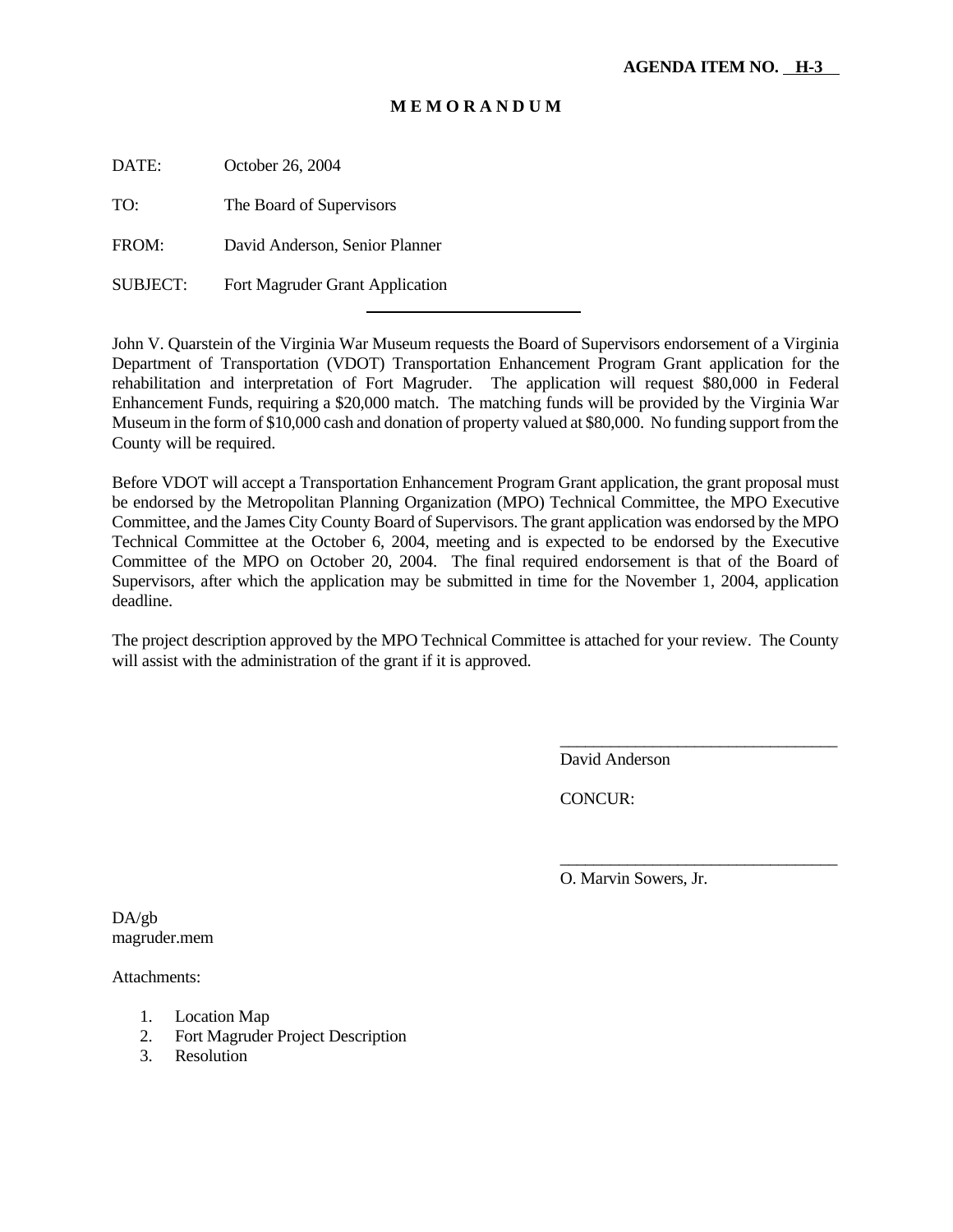**AGENDA ITEM NO. H-3**

**M E M O R A N D U M**

DATE: October 26, 2004

TO: The Board of Supervisors

FROM: David Anderson, Senior Planner

SUBJECT: Fort Magruder Grant Application

---

John V. Quarstein of the Virginia War Museum requests the Board of Supervisors endorsement of a Virginia Department of Transportation (VDOT) Transportation Enhancement Program Grant application for the rehabilitation and interpretation of Fort Magruder. The application will request $80,000 in Federal Enhancement Funds, requiring a $20,000 match. The matching funds will be provided by the Virginia War Museum in the form of $10,000 cash and donation of property valued at $80,000. No funding support from the County will be required.

Before VDOT will accept a Transportation Enhancement Program Grant application, the grant proposal must be endorsed by the Metropolitan Planning Organization (MPO) Technical Committee, the MPO Executive Committee, and the James City County Board of Supervisors. The grant application was endorsed by the MPO Technical Committee at the October 6, 2004, meeting and is expected to be endorsed by the Executive Committee of the MPO on October 20, 2004. The final required endorsement is that of the Board of Supervisors, after which the application may be submitted in time for the November 1, 2004, application deadline.

The project description approved by the MPO Technical Committee is attached for your review. The County will assist with the administration of the grant if it is approved.

\_\_\_\_\_\_\_\_\_\_\_\_\_\_\_\_\_\_\_\_\_\_\_\_\_\_\_\_\_\_\_\_\_\_
David Anderson

CONCUR:

\_\_\_\_\_\_\_\_\_\_\_\_\_\_\_\_\_\_\_\_\_\_\_\_\_\_\_\_\_\_\_\_\_\_
O. Marvin Sowers, Jr.

DA/gb
magruder.mem

Attachments:

1. Location Map
2. Fort Magruder Project Description
3. Resolution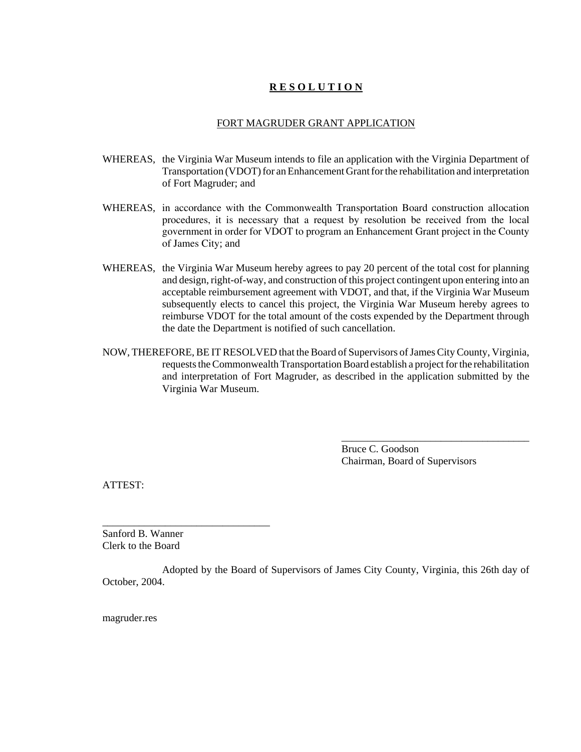**<u>R E S O L U T I O N</u>**

<u>FORT MAGRUDER GRANT APPLICATION</u>

WHEREAS, the Virginia War Museum intends to file an application with the Virginia Department of Transportation (VDOT) for an Enhancement Grant for the rehabilitation and interpretation of Fort Magruder; and

WHEREAS, in accordance with the Commonwealth Transportation Board construction allocation procedures, it is necessary that a request by resolution be received from the local government in order for VDOT to program an Enhancement Grant project in the County of James City; and

WHEREAS, the Virginia War Museum hereby agrees to pay 20 percent of the total cost for planning and design, right-of-way, and construction of this project contingent upon entering into an acceptable reimbursement agreement with VDOT, and that, if the Virginia War Museum subsequently elects to cancel this project, the Virginia War Museum hereby agrees to reimburse VDOT for the total amount of the costs expended by the Department through the date the Department is notified of such cancellation.

NOW, THEREFORE, BE IT RESOLVED that the Board of Supervisors of James City County, Virginia, requests the Commonwealth Transportation Board establish a project for the rehabilitation and interpretation of Fort Magruder, as described in the application submitted by the Virginia War Museum.

\_\_\_\_\_\_\_\_\_\_\_\_\_\_\_\_\_\_\_\_\_\_\_\_\_\_\_\_\_\_\_\_\_\_\_\_
Bruce C. Goodson
Chairman, Board of Supervisors

ATTEST:

\_\_\_\_\_\_\_\_\_\_\_\_\_\_\_\_\_\_\_\_\_\_\_\_\_\_\_\_\_\_\_\_
Sanford B. Wanner
Clerk to the Board

Adopted by the Board of Supervisors of James City County, Virginia, this 26th day of October, 2004.

magruder.res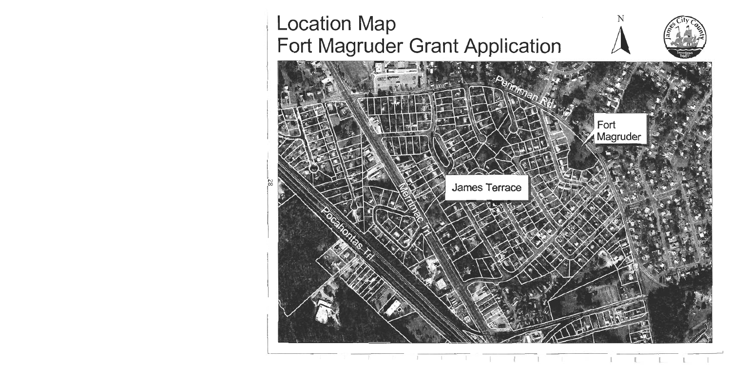# Location Map
# Fort Magruder Grant Application

N

Penniman Rd

Fort Magruder

James Terrace

Merrimac Trl

Pocahontas Trl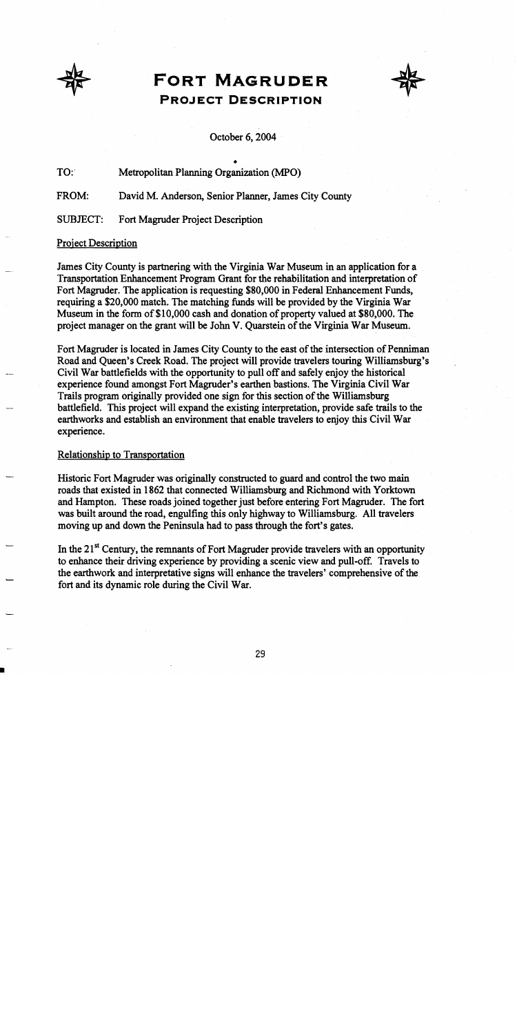# FORT MAGRUDER
## PROJECT DESCRIPTION

October 6, 2004

TO: Metropolitan Planning Organization (MPO)

FROM: David M. Anderson, Senior Planner, James City County

SUBJECT: Fort Magruder Project Description

### Project Description

James City County is partnering with the Virginia War Museum in an application for a Transportation Enhancement Program Grant for the rehabilitation and interpretation of Fort Magruder. The application is requesting $80,000 in Federal Enhancement Funds, requiring a $20,000 match. The matching funds will be provided by the Virginia War Museum in the form of $10,000 cash and donation of property valued at $80,000. The project manager on the grant will be John V. Quarstein of the Virginia War Museum.

Fort Magruder is located in James City County to the east of the intersection of Penniman Road and Queen's Creek Road. The project will provide travelers touring Williamsburg's Civil War battlefields with the opportunity to pull off and safely enjoy the historical experience found amongst Fort Magruder's earthen bastions. The Virginia Civil War Trails program originally provided one sign for this section of the Williamsburg battlefield. This project will expand the existing interpretation, provide safe trails to the earthworks and establish an environment that enable travelers to enjoy this Civil War experience.

### Relationship to Transportation

Historic Fort Magruder was originally constructed to guard and control the two main roads that existed in 1862 that connected Williamsburg and Richmond with Yorktown and Hampton. These roads joined together just before entering Fort Magruder. The fort was built around the road, engulfing this only highway to Williamsburg. All travelers moving up and down the Peninsula had to pass through the fort's gates.

In the 21st Century, the remnants of Fort Magruder provide travelers with an opportunity to enhance their driving experience by providing a scenic view and pull-off. Travels to the earthwork and interpretative signs will enhance the travelers' comprehensive of the fort and its dynamic role during the Civil War.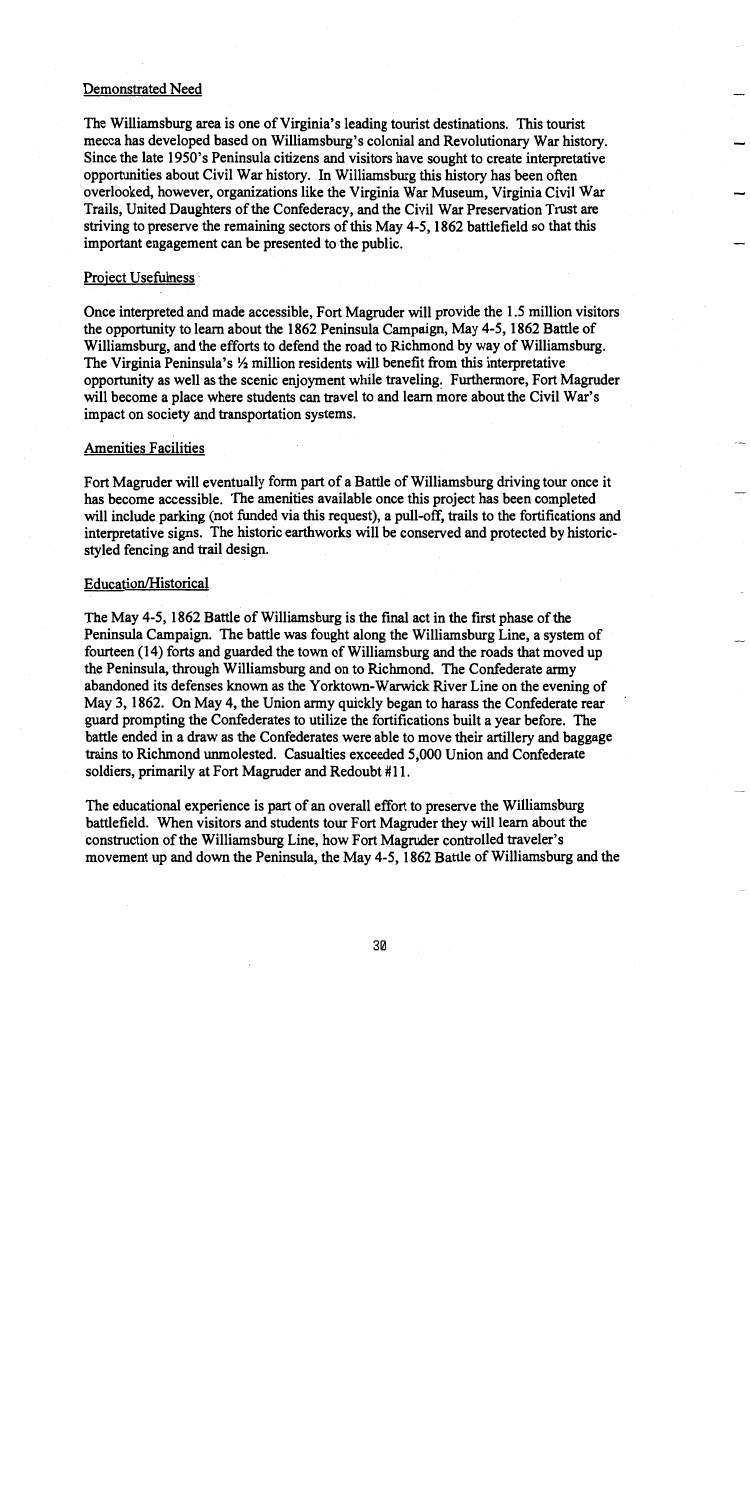## Demonstrated Need

The Williamsburg area is one of Virginia's leading tourist destinations. This tourist mecca has developed based on Williamsburg's colonial and Revolutionary War history. Since the late 1950's Peninsula citizens and visitors have sought to create interpretative opportunities about Civil War history. In Williamsburg this history has been often overlooked, however, organizations like the Virginia War Museum, Virginia Civil War Trails, United Daughters of the Confederacy, and the Civil War Preservation Trust are striving to preserve the remaining sectors of this May 4-5, 1862 battlefield so that this important engagement can be presented to the public.

## Project Usefulness

Once interpreted and made accessible, Fort Magruder will provide the 1.5 million visitors the opportunity to learn about the 1862 Peninsula Campaign, May 4-5, 1862 Battle of Williamsburg, and the efforts to defend the road to Richmond by way of Williamsburg. The Virginia Peninsula's ½ million residents will benefit from this interpretative opportunity as well as the scenic enjoyment while traveling. Furthermore, Fort Magruder will become a place where students can travel to and learn more about the Civil War's impact on society and transportation systems.

## Amenities Facilities

Fort Magruder will eventually form part of a Battle of Williamsburg driving tour once it has become accessible. The amenities available once this project has been completed will include parking (not funded via this request), a pull-off, trails to the fortifications and interpretative signs. The historic earthworks will be conserved and protected by historic-styled fencing and trail design.

## Education/Historical

The May 4-5, 1862 Battle of Williamsburg is the final act in the first phase of the Peninsula Campaign. The battle was fought along the Williamsburg Line, a system of fourteen (14) forts and guarded the town of Williamsburg and the roads that moved up the Peninsula, through Williamsburg and on to Richmond. The Confederate army abandoned its defenses known as the Yorktown-Warwick River Line on the evening of May 3, 1862. On May 4, the Union army quickly began to harass the Confederate rear guard prompting the Confederates to utilize the fortifications built a year before. The battle ended in a draw as the Confederates were able to move their artillery and baggage trains to Richmond unmolested. Casualties exceeded 5,000 Union and Confederate soldiers, primarily at Fort Magruder and Redoubt #11.

The educational experience is part of an overall effort to preserve the Williamsburg battlefield. When visitors and students tour Fort Magruder they will learn about the construction of the Williamsburg Line, how Fort Magruder controlled traveler's movement up and down the Peninsula, the May 4-5, 1862 Battle of Williamsburg and the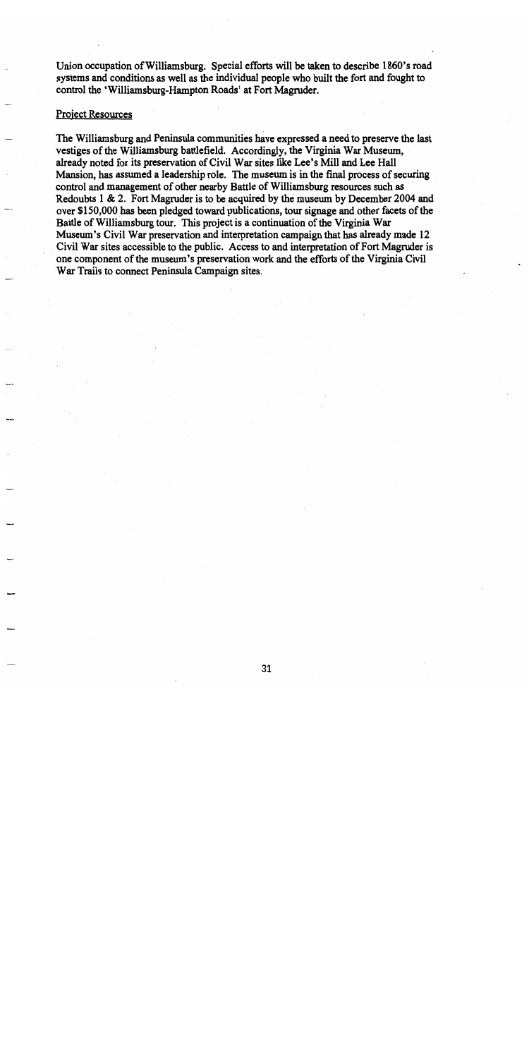Union occupation of Williamsburg. Special efforts will be taken to describe 1860's road systems and conditions as well as the individual people who built the fort and fought to control the 'Williamsburg-Hampton Roads' at Fort Magruder.

Project Resources

The Williamsburg and Peninsula communities have expressed a need to preserve the last vestiges of the Williamsburg battlefield. Accordingly, the Virginia War Museum, already noted for its preservation of Civil War sites like Lee's Mill and Lee Hall Mansion, has assumed a leadership role. The museum is in the final process of securing control and management of other nearby Battle of Williamsburg resources such as Redoubts 1 & 2. Fort Magruder is to be acquired by the museum by December 2004 and over $150,000 has been pledged toward publications, tour signage and other facets of the Battle of Williamsburg tour. This project is a continuation of the Virginia War Museum's Civil War preservation and interpretation campaign that has already made 12 Civil War sites accessible to the public. Access to and interpretation of Fort Magruder is one component of the museum's preservation work and the efforts of the Virginia Civil War Trails to connect Peninsula Campaign sites.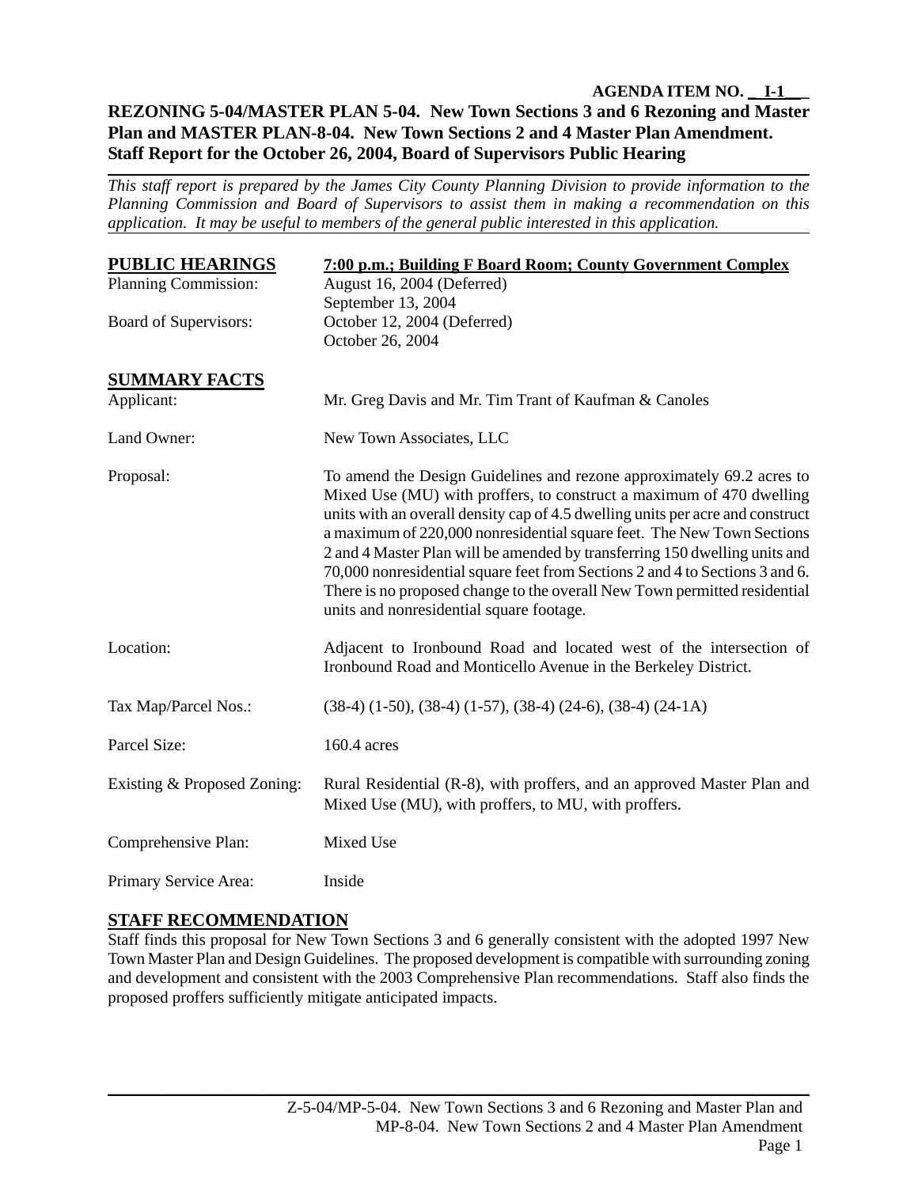**AGENDA ITEM NO. __I-1___**

**REZONING 5-04/MASTER PLAN 5-04. New Town Sections 3 and 6 Rezoning and Master Plan and MASTER PLAN-8-04. New Town Sections 2 and 4 Master Plan Amendment. Staff Report for the October 26, 2004, Board of Supervisors Public Hearing**

*This staff report is prepared by the James City County Planning Division to provide information to the Planning Commission and Board of Supervisors to assist them in making a recommendation on this application. It may be useful to members of the general public interested in this application.*

| **PUBLIC HEARINGS** | **7:00 p.m.; Building F Board Room; County Government Complex** |
|---|---|
| Planning Commission: | August 16, 2004 (Deferred)<br>September 13, 2004 |
| Board of Supervisors: | October 12, 2004 (Deferred)<br>October 26, 2004 |

## SUMMARY FACTS

| | |
|---|---|
| Applicant: | Mr. Greg Davis and Mr. Tim Trant of Kaufman & Canoles |
| Land Owner: | New Town Associates, LLC |
| Proposal: | To amend the Design Guidelines and rezone approximately 69.2 acres to Mixed Use (MU) with proffers, to construct a maximum of 470 dwelling units with an overall density cap of 4.5 dwelling units per acre and construct a maximum of 220,000 nonresidential square feet. The New Town Sections 2 and 4 Master Plan will be amended by transferring 150 dwelling units and 70,000 nonresidential square feet from Sections 2 and 4 to Sections 3 and 6. There is no proposed change to the overall New Town permitted residential units and nonresidential square footage. |
| Location: | Adjacent to Ironbound Road and located west of the intersection of Ironbound Road and Monticello Avenue in the Berkeley District. |
| Tax Map/Parcel Nos.: | (38-4) (1-50), (38-4) (1-57), (38-4) (24-6), (38-4) (24-1A) |
| Parcel Size: | 160.4 acres |
| Existing & Proposed Zoning: | Rural Residential (R-8), with proffers, and an approved Master Plan and Mixed Use (MU), with proffers, to MU, with proffers. |
| Comprehensive Plan: | Mixed Use |
| Primary Service Area: | Inside |

## STAFF RECOMMENDATION

Staff finds this proposal for New Town Sections 3 and 6 generally consistent with the adopted 1997 New Town Master Plan and Design Guidelines. The proposed development is compatible with surrounding zoning and development and consistent with the 2003 Comprehensive Plan recommendations. Staff also finds the proposed proffers sufficiently mitigate anticipated impacts.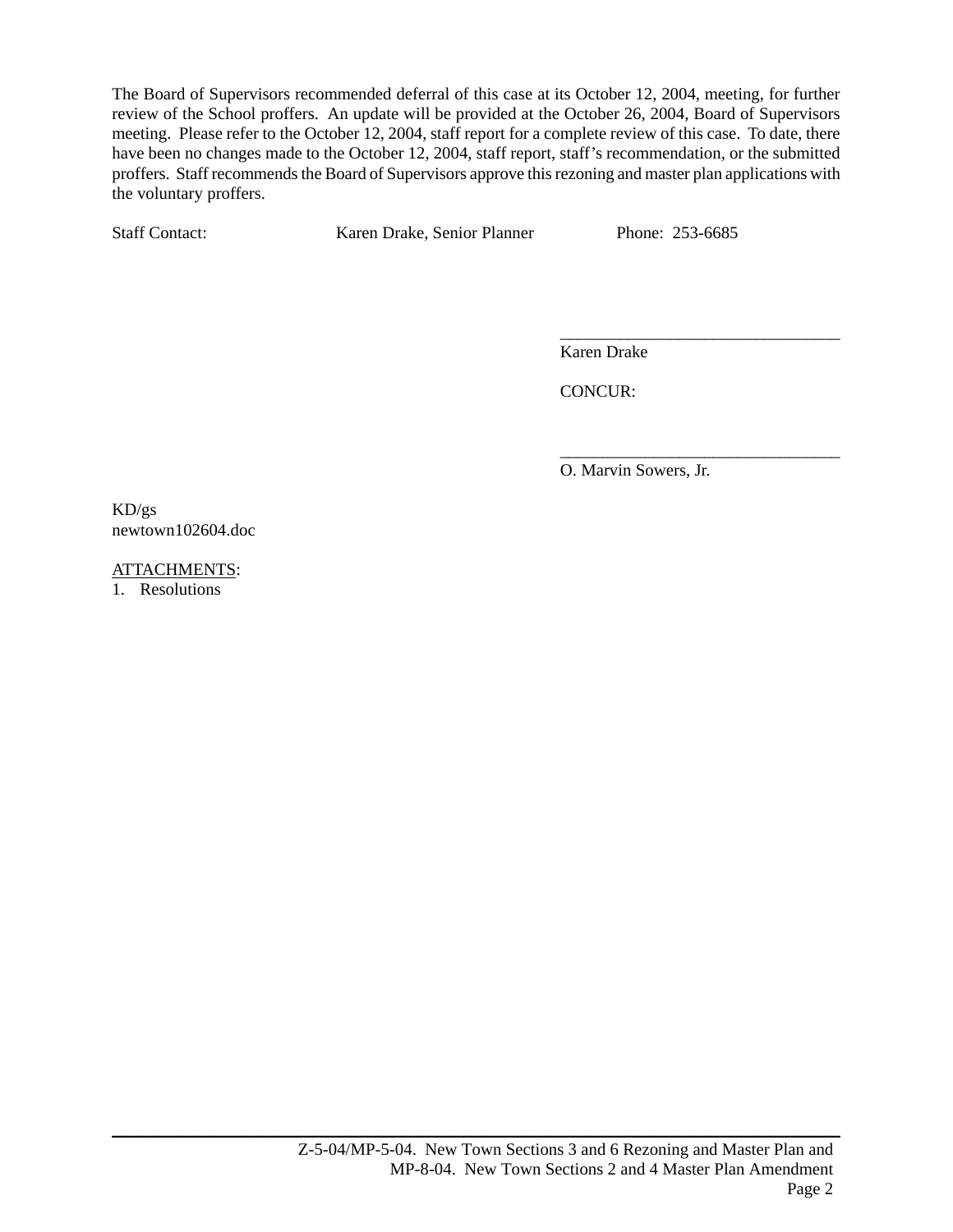The Board of Supervisors recommended deferral of this case at its October 12, 2004, meeting, for further review of the School proffers. An update will be provided at the October 26, 2004, Board of Supervisors meeting. Please refer to the October 12, 2004, staff report for a complete review of this case. To date, there have been no changes made to the October 12, 2004, staff report, staff's recommendation, or the submitted proffers. Staff recommends the Board of Supervisors approve this rezoning and master plan applications with the voluntary proffers.

Staff Contact: Karen Drake, Senior Planner Phone: 253-6685

\_\_\_\_\_\_\_\_\_\_\_\_\_\_\_\_\_\_\_\_\_\_\_\_\_\_\_\_\_\_\_\_\_\_
Karen Drake

CONCUR:

\_\_\_\_\_\_\_\_\_\_\_\_\_\_\_\_\_\_\_\_\_\_\_\_\_\_\_\_\_\_\_\_\_\_
O. Marvin Sowers, Jr.

KD/gs
newtown102604.doc

ATTACHMENTS:

1. Resolutions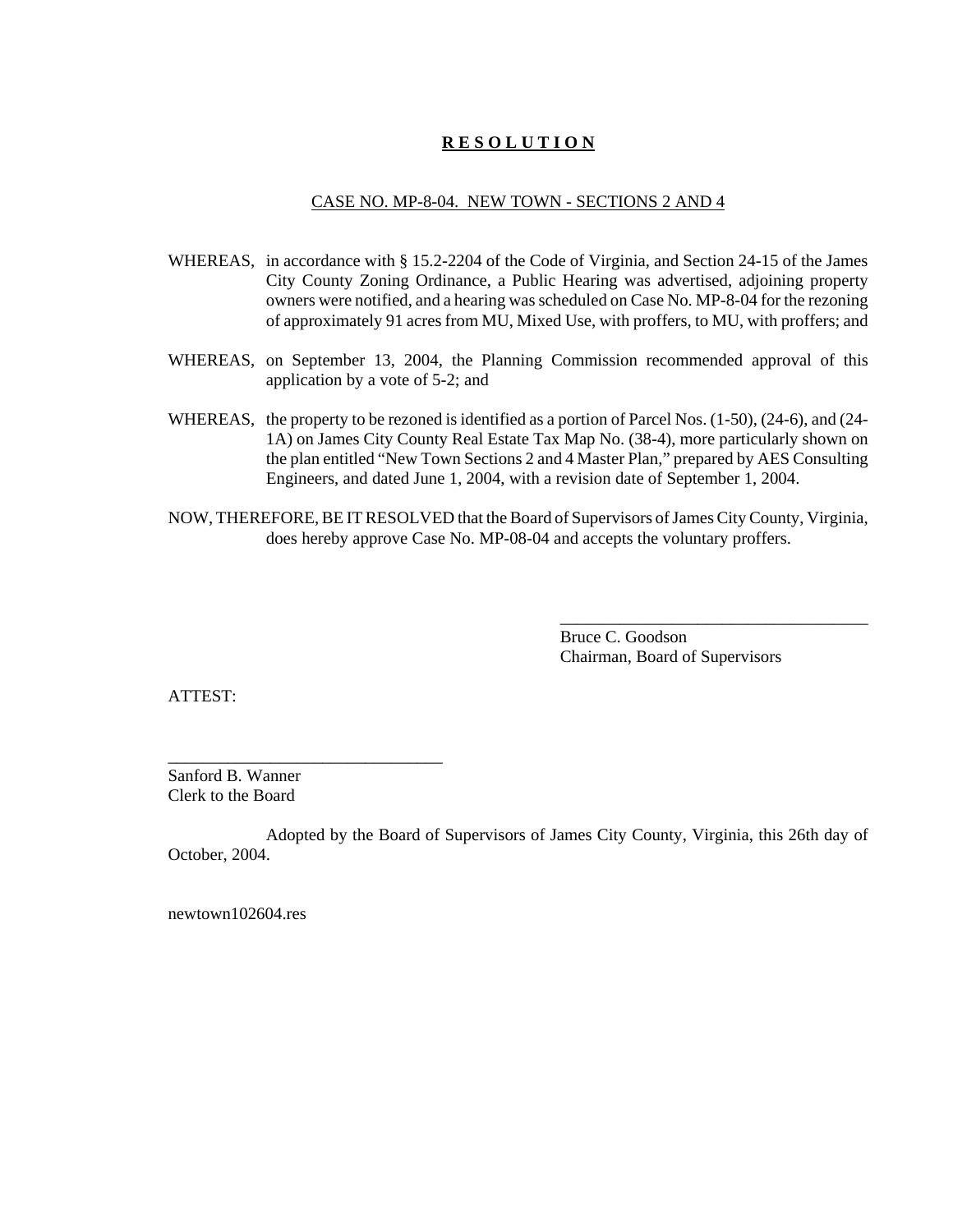**<u>R E S O L U T I O N</u>**

<u>CASE NO. MP-8-04. NEW TOWN - SECTIONS 2 AND 4</u>

WHEREAS, in accordance with § 15.2-2204 of the Code of Virginia, and Section 24-15 of the James City County Zoning Ordinance, a Public Hearing was advertised, adjoining property owners were notified, and a hearing was scheduled on Case No. MP-8-04 for the rezoning of approximately 91 acres from MU, Mixed Use, with proffers, to MU, with proffers; and

WHEREAS, on September 13, 2004, the Planning Commission recommended approval of this application by a vote of 5-2; and

WHEREAS, the property to be rezoned is identified as a portion of Parcel Nos. (1-50), (24-6), and (24-1A) on James City County Real Estate Tax Map No. (38-4), more particularly shown on the plan entitled "New Town Sections 2 and 4 Master Plan," prepared by AES Consulting Engineers, and dated June 1, 2004, with a revision date of September 1, 2004.

NOW, THEREFORE, BE IT RESOLVED that the Board of Supervisors of James City County, Virginia, does hereby approve Case No. MP-08-04 and accepts the voluntary proffers.

\_\_\_\_\_\_\_\_\_\_\_\_\_\_\_\_\_\_\_\_\_\_\_\_\_\_\_\_\_\_\_\_\_\_\_\_
Bruce C. Goodson
Chairman, Board of Supervisors

ATTEST:

\_\_\_\_\_\_\_\_\_\_\_\_\_\_\_\_\_\_\_\_\_\_\_\_\_\_\_\_\_\_\_\_
Sanford B. Wanner
Clerk to the Board

Adopted by the Board of Supervisors of James City County, Virginia, this 26th day of October, 2004.

newtown102604.res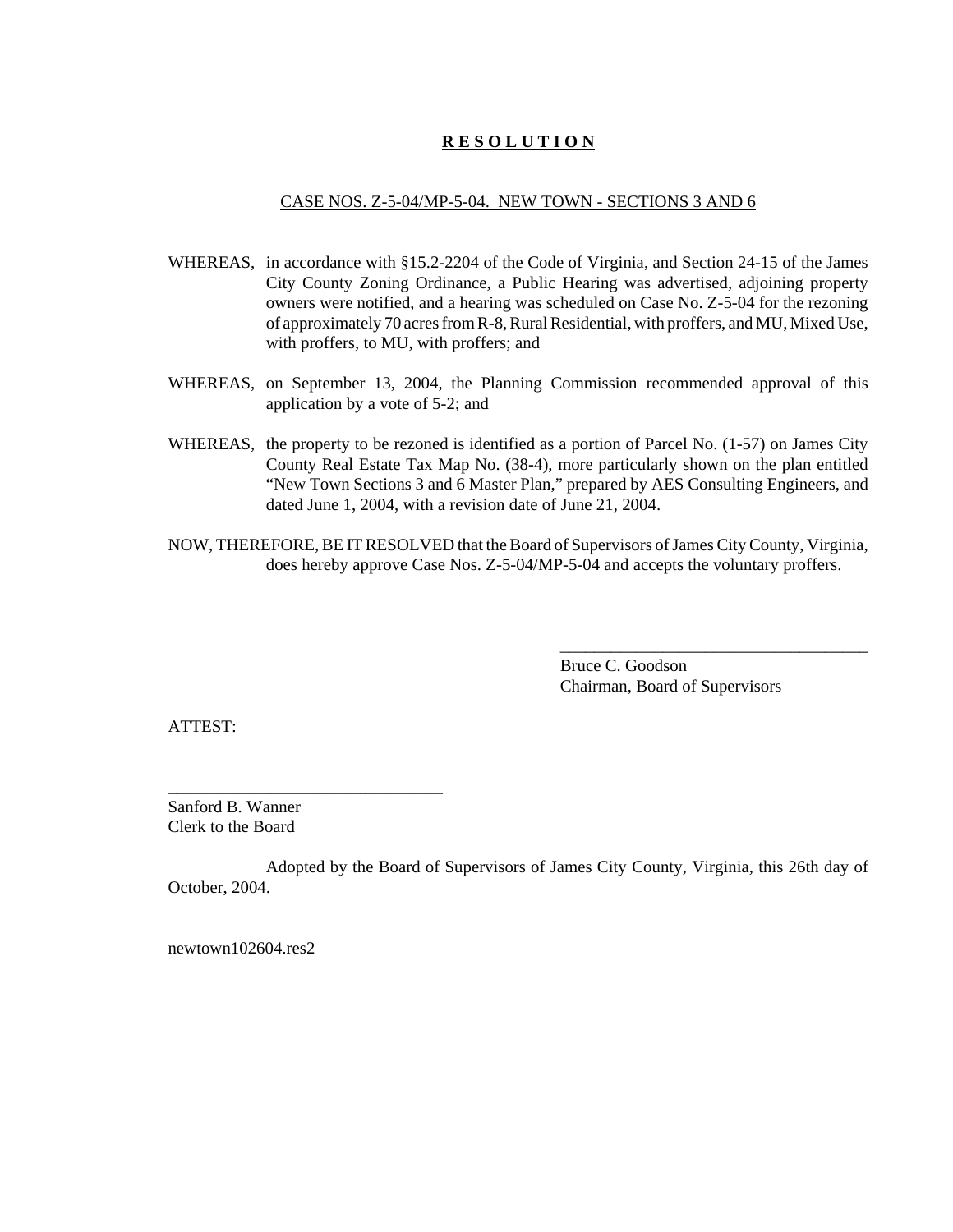# **RESOLUTION**

CASE NOS. Z-5-04/MP-5-04. NEW TOWN - SECTIONS 3 AND 6

WHEREAS, in accordance with §15.2-2204 of the Code of Virginia, and Section 24-15 of the James City County Zoning Ordinance, a Public Hearing was advertised, adjoining property owners were notified, and a hearing was scheduled on Case No. Z-5-04 for the rezoning of approximately 70 acres from R-8, Rural Residential, with proffers, and MU, Mixed Use, with proffers, to MU, with proffers; and

WHEREAS, on September 13, 2004, the Planning Commission recommended approval of this application by a vote of 5-2; and

WHEREAS, the property to be rezoned is identified as a portion of Parcel No. (1-57) on James City County Real Estate Tax Map No. (38-4), more particularly shown on the plan entitled "New Town Sections 3 and 6 Master Plan," prepared by AES Consulting Engineers, and dated June 1, 2004, with a revision date of June 21, 2004.

NOW, THEREFORE, BE IT RESOLVED that the Board of Supervisors of James City County, Virginia, does hereby approve Case Nos. Z-5-04/MP-5-04 and accepts the voluntary proffers.

\_\_\_\_\_\_\_\_\_\_\_\_\_\_\_\_\_\_\_\_\_\_\_\_\_\_\_\_\_\_\_\_\_\_\_\_\_
Bruce C. Goodson
Chairman, Board of Supervisors

ATTEST:

\_\_\_\_\_\_\_\_\_\_\_\_\_\_\_\_\_\_\_\_\_\_\_\_\_\_\_\_\_\_\_\_
Sanford B. Wanner
Clerk to the Board

Adopted by the Board of Supervisors of James City County, Virginia, this 26th day of October, 2004.

newtown102604.res2